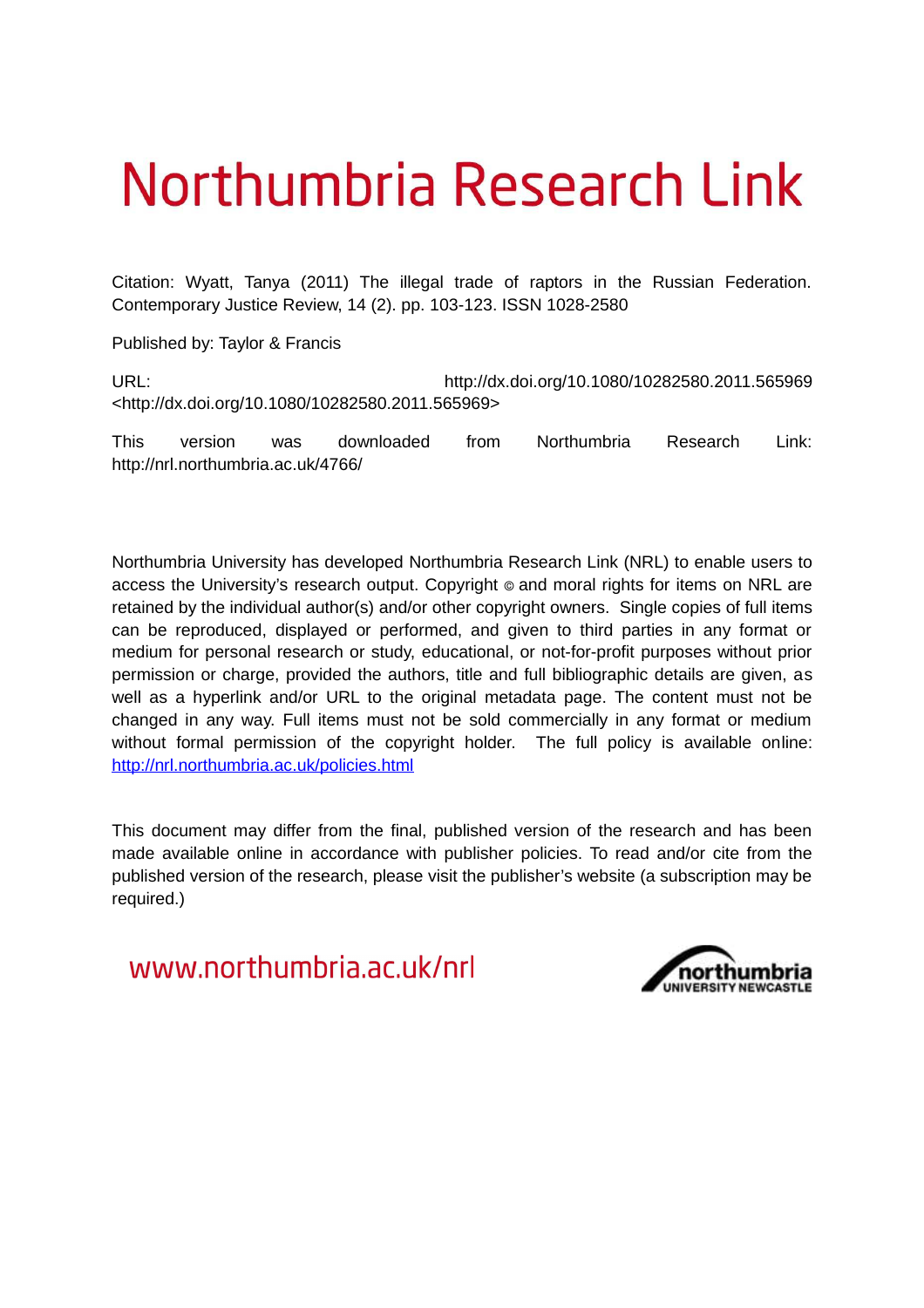# Northumbria Research Link

Citation: Wyatt, Tanya (2011) The illegal trade of raptors in the Russian Federation. Contemporary Justice Review, 14 (2). pp. 103-123. ISSN 1028-2580

Published by: Taylor & Francis

URL: http://dx.doi.org/10.1080/10282580.2011.565969 <http://dx.doi.org/10.1080/10282580.2011.565969>

This version was downloaded from Northumbria Research Link: http://nrl.northumbria.ac.uk/4766/

Northumbria University has developed Northumbria Research Link (NRL) to enable users to access the University's research output. Copyright © and moral rights for items on NRL are retained by the individual author(s) and/or other copyright owners. Single copies of full items can be reproduced, displayed or performed, and given to third parties in any format or medium for personal research or study, educational, or not-for-profit purposes without prior permission or charge, provided the authors, title and full bibliographic details are given, as well as a hyperlink and/or URL to the original metadata page. The content must not be changed in any way. Full items must not be sold commercially in any format or medium without formal permission of the copyright holder. The full policy is available online: http://nrl.northumbria.ac.uk/policies.html

This document may differ from the final, published version of the research and has been made available online in accordance with publisher policies. To read and/or cite from the published version of the research, please visit the publisher's website (a subscription may be required.)

www.northumbria.ac.uk/nrl

northumbria UNIVERSITY NEWCASTLE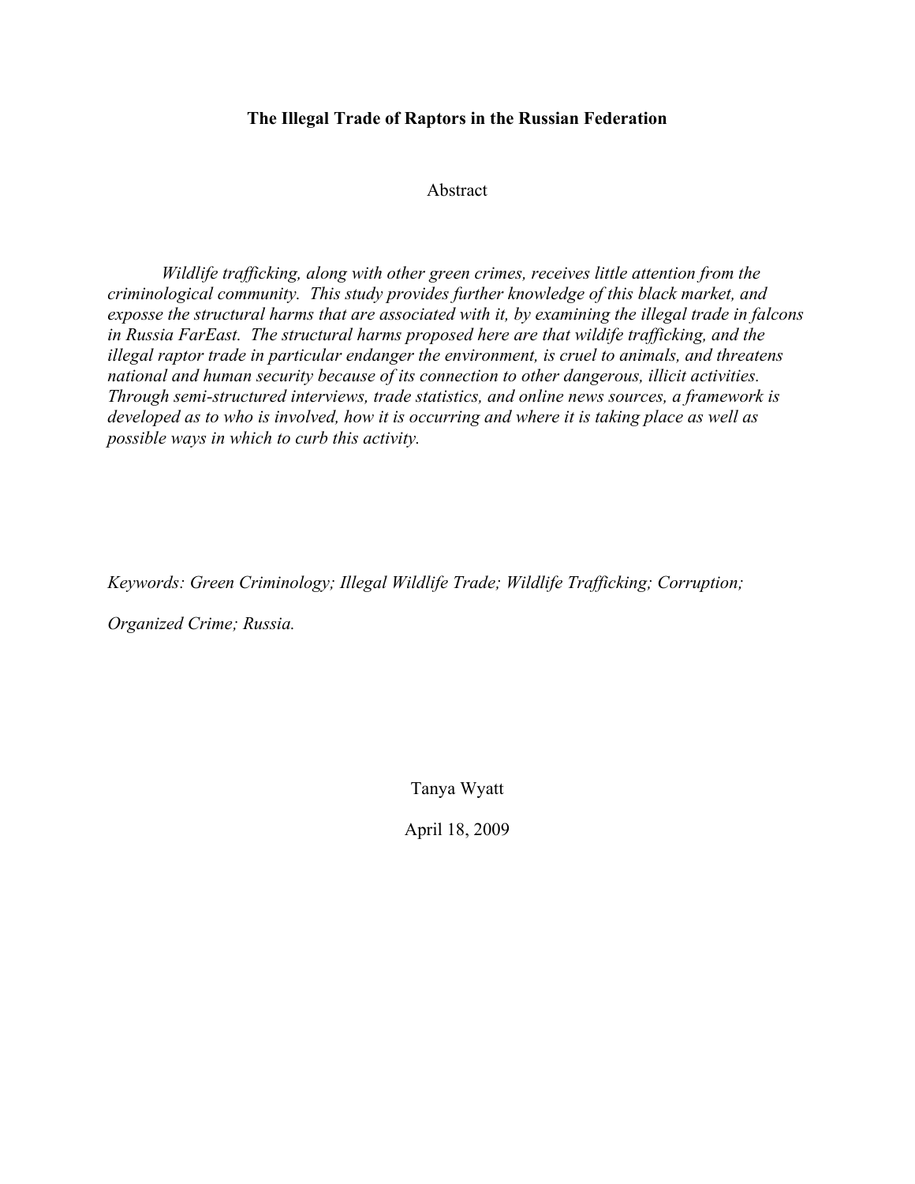**The Illegal Trade of Raptors in the Russian Federation**

Abstract

*Wildlife trafficking, along with other green crimes, receives little attention from the criminological community. This study provides further knowledge of this black market, and exposse the structural harms that are associated with it, by examining the illegal trade in falcons in Russia FarEast. The structural harms proposed here are that wildife trafficking, and the illegal raptor trade in particular endanger the environment, is cruel to animals, and threatens national and human security because of its connection to other dangerous, illicit activities. Through semi-structured interviews, trade statistics, and online news sources, a framework is developed as to who is involved, how it is occurring and where it is taking place as well as possible ways in which to curb this activity.*

*Keywords: Green Criminology; Illegal Wildlife Trade; Wildlife Trafficking; Corruption; Organized Crime; Russia.*

Tanya Wyatt

April 18, 2009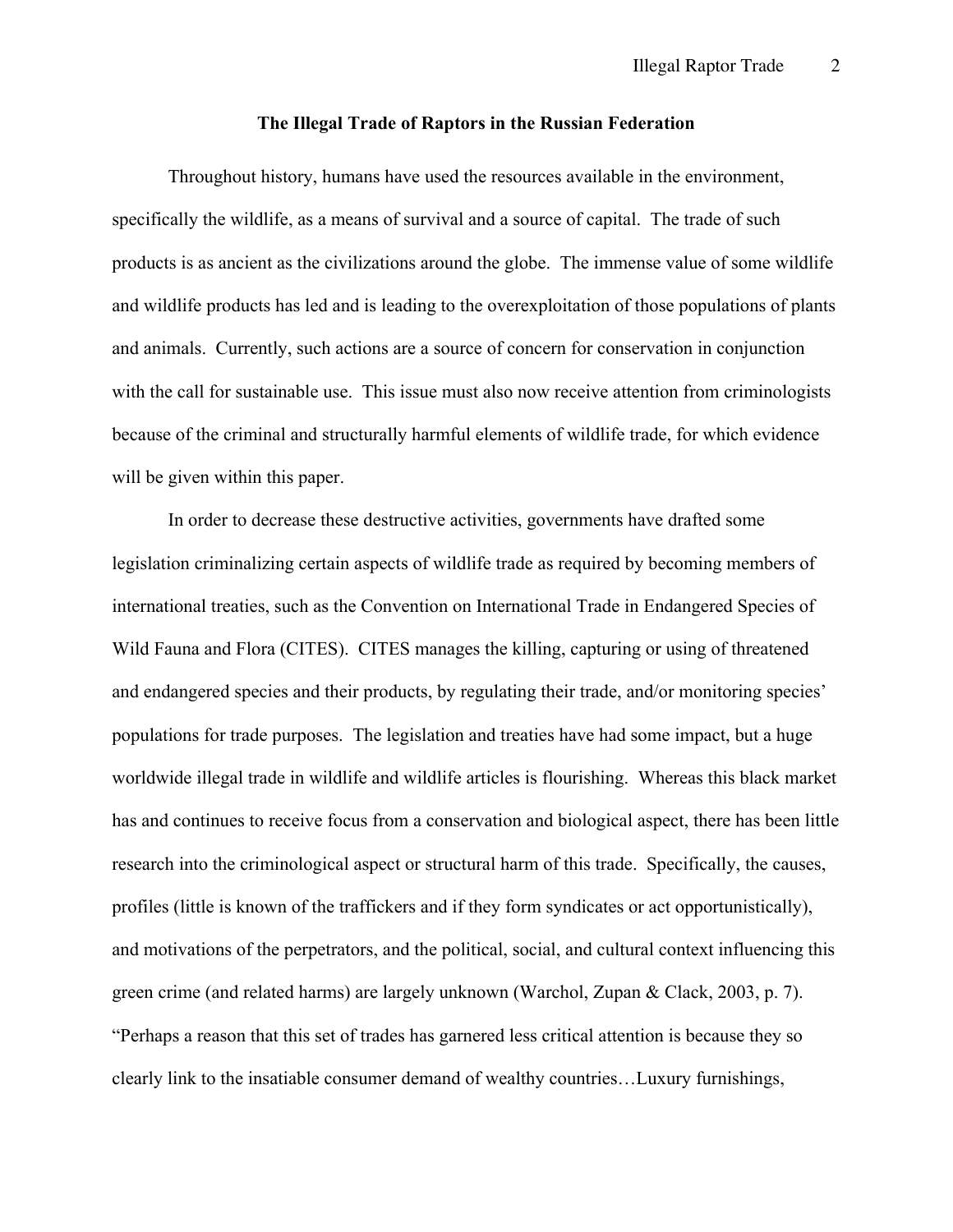**The Illegal Trade of Raptors in the Russian Federation**

Throughout history, humans have used the resources available in the environment, specifically the wildlife, as a means of survival and a source of capital. The trade of such products is as ancient as the civilizations around the globe. The immense value of some wildlife and wildlife products has led and is leading to the overexploitation of those populations of plants and animals. Currently, such actions are a source of concern for conservation in conjunction with the call for sustainable use. This issue must also now receive attention from criminologists because of the criminal and structurally harmful elements of wildlife trade, for which evidence will be given within this paper.

In order to decrease these destructive activities, governments have drafted some legislation criminalizing certain aspects of wildlife trade as required by becoming members of international treaties, such as the Convention on International Trade in Endangered Species of Wild Fauna and Flora (CITES). CITES manages the killing, capturing or using of threatened and endangered species and their products, by regulating their trade, and/or monitoring species' populations for trade purposes. The legislation and treaties have had some impact, but a huge worldwide illegal trade in wildlife and wildlife articles is flourishing. Whereas this black market has and continues to receive focus from a conservation and biological aspect, there has been little research into the criminological aspect or structural harm of this trade. Specifically, the causes, profiles (little is known of the traffickers and if they form syndicates or act opportunistically), and motivations of the perpetrators, and the political, social, and cultural context influencing this green crime (and related harms) are largely unknown (Warchol, Zupan & Clack, 2003, p. 7). "Perhaps a reason that this set of trades has garnered less critical attention is because they so clearly link to the insatiable consumer demand of wealthy countries…Luxury furnishings,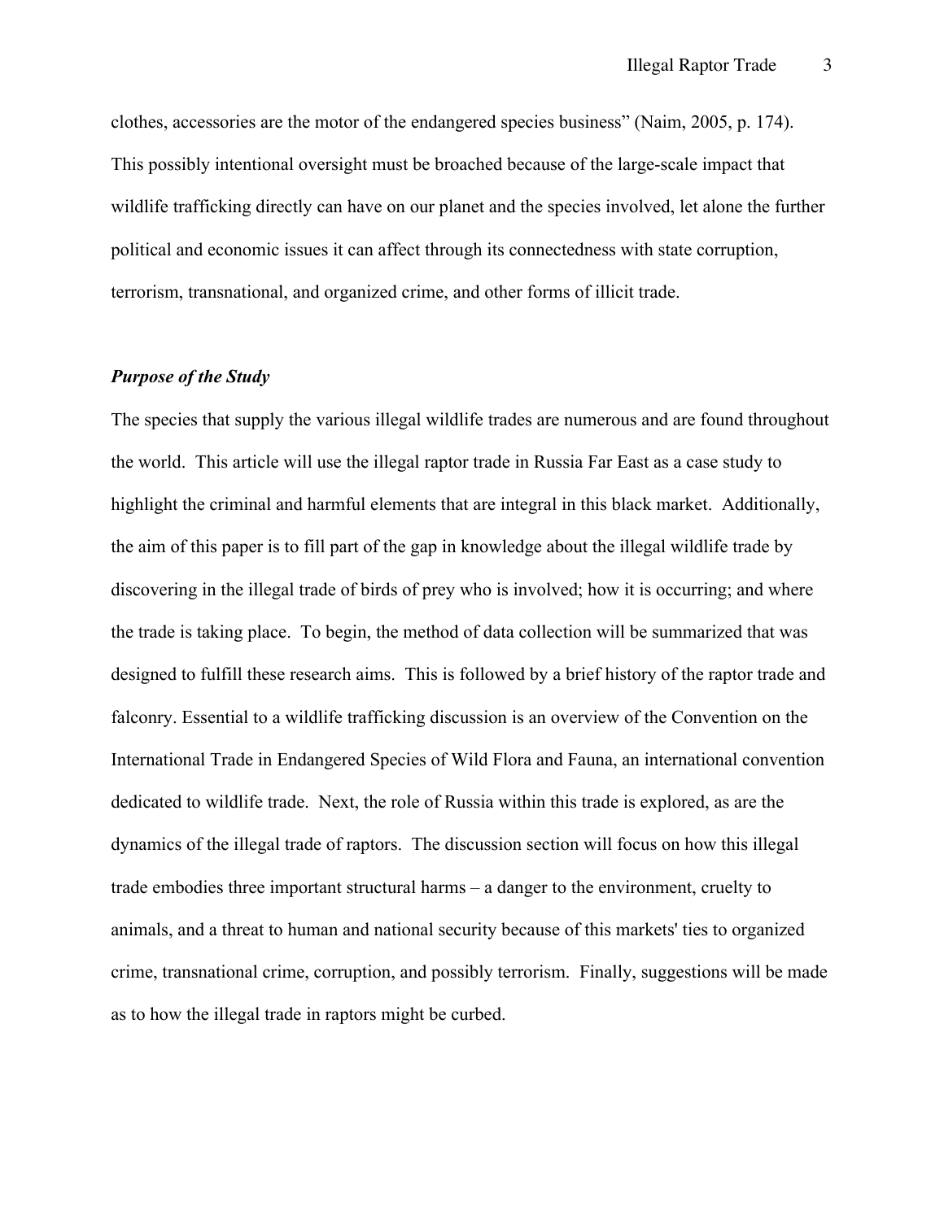clothes, accessories are the motor of the endangered species business" (Naim, 2005, p. 174). This possibly intentional oversight must be broached because of the large-scale impact that wildlife trafficking directly can have on our planet and the species involved, let alone the further political and economic issues it can affect through its connectedness with state corruption, terrorism, transnational, and organized crime, and other forms of illicit trade.

### ***Purpose of the Study***

The species that supply the various illegal wildlife trades are numerous and are found throughout the world. This article will use the illegal raptor trade in Russia Far East as a case study to highlight the criminal and harmful elements that are integral in this black market. Additionally, the aim of this paper is to fill part of the gap in knowledge about the illegal wildlife trade by discovering in the illegal trade of birds of prey who is involved; how it is occurring; and where the trade is taking place. To begin, the method of data collection will be summarized that was designed to fulfill these research aims. This is followed by a brief history of the raptor trade and falconry. Essential to a wildlife trafficking discussion is an overview of the Convention on the International Trade in Endangered Species of Wild Flora and Fauna, an international convention dedicated to wildlife trade. Next, the role of Russia within this trade is explored, as are the dynamics of the illegal trade of raptors. The discussion section will focus on how this illegal trade embodies three important structural harms – a danger to the environment, cruelty to animals, and a threat to human and national security because of this markets' ties to organized crime, transnational crime, corruption, and possibly terrorism. Finally, suggestions will be made as to how the illegal trade in raptors might be curbed.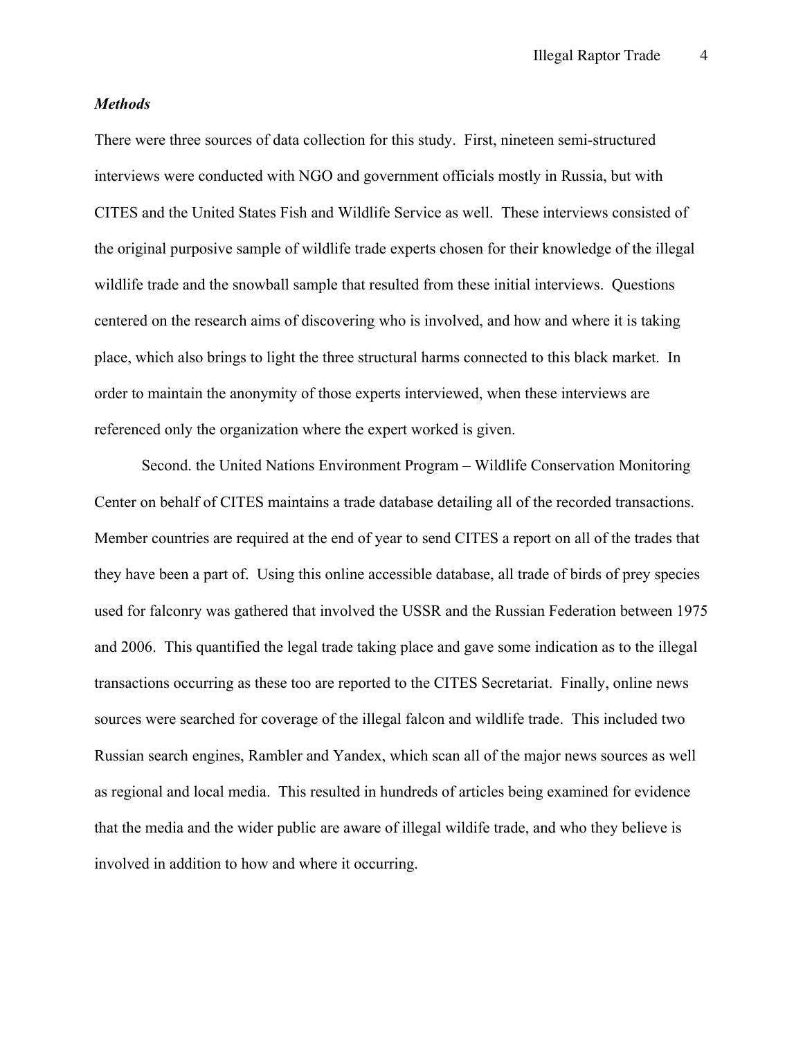***Methods***

There were three sources of data collection for this study. First, nineteen semi-structured interviews were conducted with NGO and government officials mostly in Russia, but with CITES and the United States Fish and Wildlife Service as well. These interviews consisted of the original purposive sample of wildlife trade experts chosen for their knowledge of the illegal wildlife trade and the snowball sample that resulted from these initial interviews. Questions centered on the research aims of discovering who is involved, and how and where it is taking place, which also brings to light the three structural harms connected to this black market. In order to maintain the anonymity of those experts interviewed, when these interviews are referenced only the organization where the expert worked is given.

Second. the United Nations Environment Program – Wildlife Conservation Monitoring Center on behalf of CITES maintains a trade database detailing all of the recorded transactions. Member countries are required at the end of year to send CITES a report on all of the trades that they have been a part of. Using this online accessible database, all trade of birds of prey species used for falconry was gathered that involved the USSR and the Russian Federation between 1975 and 2006. This quantified the legal trade taking place and gave some indication as to the illegal transactions occurring as these too are reported to the CITES Secretariat. Finally, online news sources were searched for coverage of the illegal falcon and wildlife trade. This included two Russian search engines, Rambler and Yandex, which scan all of the major news sources as well as regional and local media. This resulted in hundreds of articles being examined for evidence that the media and the wider public are aware of illegal wildife trade, and who they believe is involved in addition to how and where it occurring.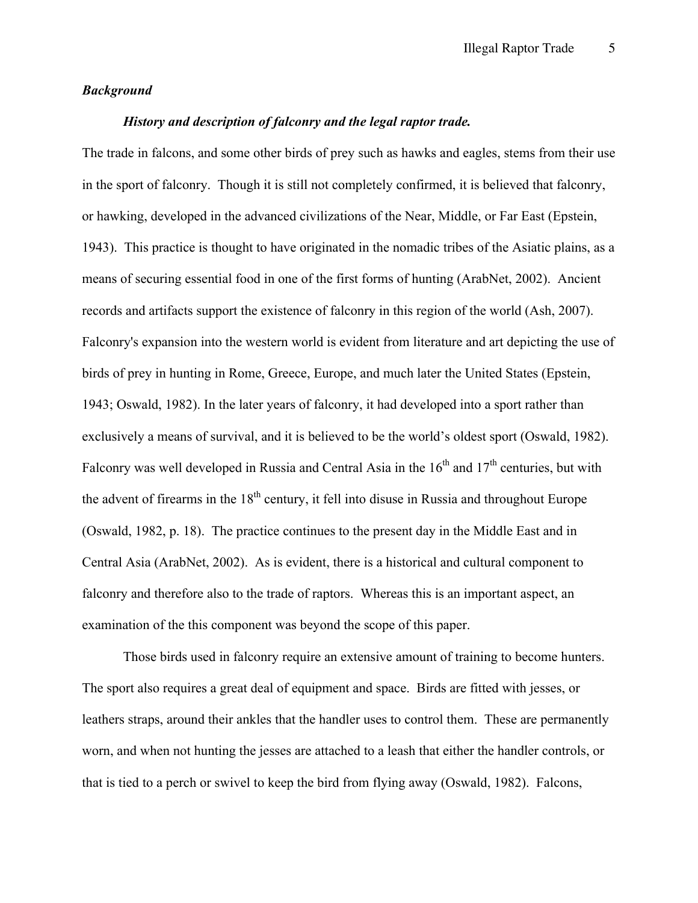## *Background*

### *History and description of falconry and the legal raptor trade.*

The trade in falcons, and some other birds of prey such as hawks and eagles, stems from their use in the sport of falconry. Though it is still not completely confirmed, it is believed that falconry, or hawking, developed in the advanced civilizations of the Near, Middle, or Far East (Epstein, 1943). This practice is thought to have originated in the nomadic tribes of the Asiatic plains, as a means of securing essential food in one of the first forms of hunting (ArabNet, 2002). Ancient records and artifacts support the existence of falconry in this region of the world (Ash, 2007). Falconry's expansion into the western world is evident from literature and art depicting the use of birds of prey in hunting in Rome, Greece, Europe, and much later the United States (Epstein, 1943; Oswald, 1982). In the later years of falconry, it had developed into a sport rather than exclusively a means of survival, and it is believed to be the world's oldest sport (Oswald, 1982). Falconry was well developed in Russia and Central Asia in the 16th and 17th centuries, but with the advent of firearms in the 18th century, it fell into disuse in Russia and throughout Europe (Oswald, 1982, p. 18). The practice continues to the present day in the Middle East and in Central Asia (ArabNet, 2002). As is evident, there is a historical and cultural component to falconry and therefore also to the trade of raptors. Whereas this is an important aspect, an examination of the this component was beyond the scope of this paper.

Those birds used in falconry require an extensive amount of training to become hunters. The sport also requires a great deal of equipment and space. Birds are fitted with jesses, or leathers straps, around their ankles that the handler uses to control them. These are permanently worn, and when not hunting the jesses are attached to a leash that either the handler controls, or that is tied to a perch or swivel to keep the bird from flying away (Oswald, 1982). Falcons,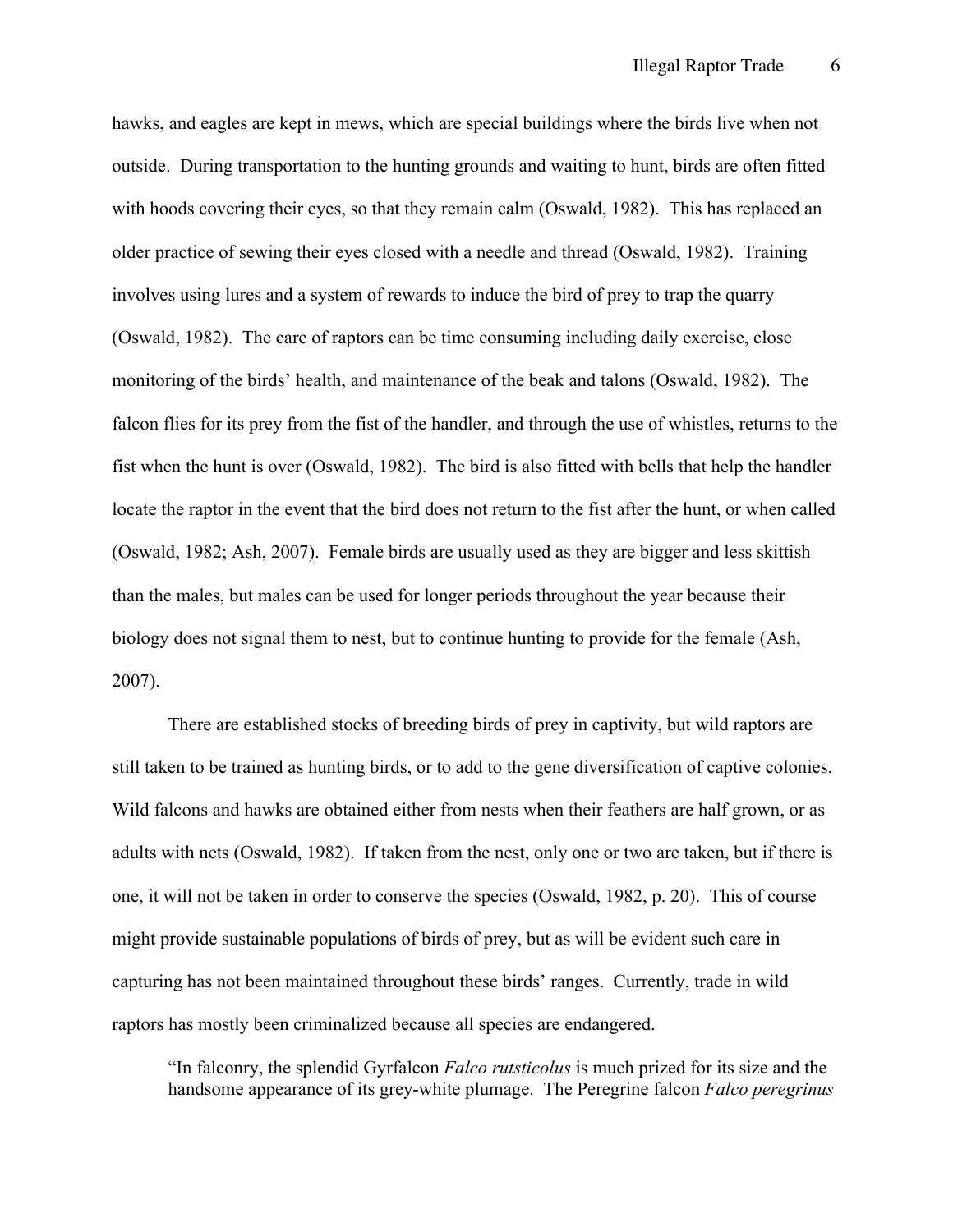hawks, and eagles are kept in mews, which are special buildings where the birds live when not outside. During transportation to the hunting grounds and waiting to hunt, birds are often fitted with hoods covering their eyes, so that they remain calm (Oswald, 1982). This has replaced an older practice of sewing their eyes closed with a needle and thread (Oswald, 1982). Training involves using lures and a system of rewards to induce the bird of prey to trap the quarry (Oswald, 1982). The care of raptors can be time consuming including daily exercise, close monitoring of the birds' health, and maintenance of the beak and talons (Oswald, 1982). The falcon flies for its prey from the fist of the handler, and through the use of whistles, returns to the fist when the hunt is over (Oswald, 1982). The bird is also fitted with bells that help the handler locate the raptor in the event that the bird does not return to the fist after the hunt, or when called (Oswald, 1982; Ash, 2007). Female birds are usually used as they are bigger and less skittish than the males, but males can be used for longer periods throughout the year because their biology does not signal them to nest, but to continue hunting to provide for the female (Ash, 2007).

There are established stocks of breeding birds of prey in captivity, but wild raptors are still taken to be trained as hunting birds, or to add to the gene diversification of captive colonies. Wild falcons and hawks are obtained either from nests when their feathers are half grown, or as adults with nets (Oswald, 1982). If taken from the nest, only one or two are taken, but if there is one, it will not be taken in order to conserve the species (Oswald, 1982, p. 20). This of course might provide sustainable populations of birds of prey, but as will be evident such care in capturing has not been maintained throughout these birds' ranges. Currently, trade in wild raptors has mostly been criminalized because all species are endangered.

> "In falconry, the splendid Gyrfalcon *Falco rutsticolus* is much prized for its size and the handsome appearance of its grey-white plumage. The Peregrine falcon *Falco peregrinus*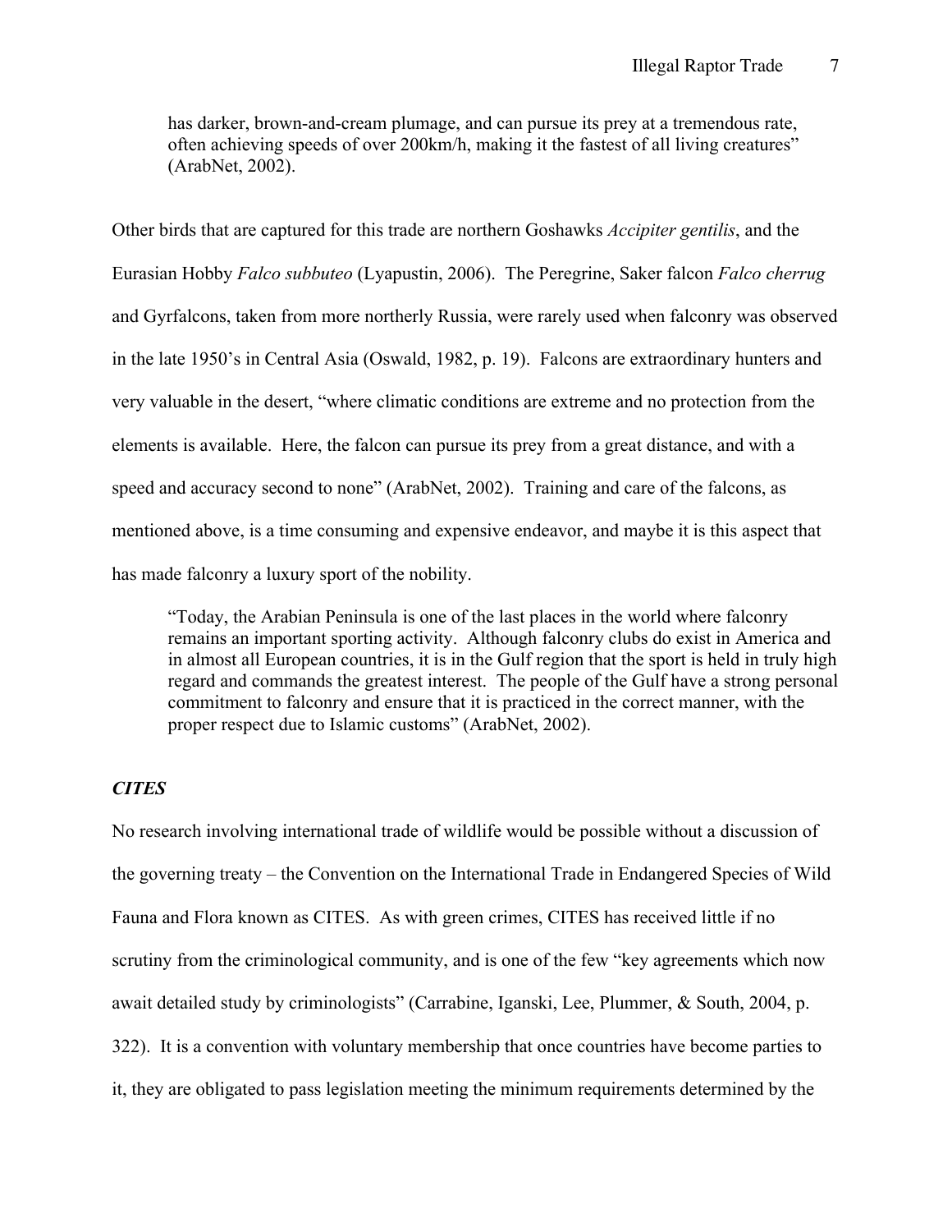> has darker, brown-and-cream plumage, and can pursue its prey at a tremendous rate, often achieving speeds of over 200km/h, making it the fastest of all living creatures" (ArabNet, 2002).

Other birds that are captured for this trade are northern Goshawks *Accipiter gentilis*, and the Eurasian Hobby *Falco subbuteo* (Lyapustin, 2006). The Peregrine, Saker falcon *Falco cherrug* and Gyrfalcons, taken from more northerly Russia, were rarely used when falconry was observed in the late 1950's in Central Asia (Oswald, 1982, p. 19). Falcons are extraordinary hunters and very valuable in the desert, "where climatic conditions are extreme and no protection from the elements is available. Here, the falcon can pursue its prey from a great distance, and with a speed and accuracy second to none" (ArabNet, 2002). Training and care of the falcons, as mentioned above, is a time consuming and expensive endeavor, and maybe it is this aspect that has made falconry a luxury sport of the nobility.

> "Today, the Arabian Peninsula is one of the last places in the world where falconry remains an important sporting activity. Although falconry clubs do exist in America and in almost all European countries, it is in the Gulf region that the sport is held in truly high regard and commands the greatest interest. The people of the Gulf have a strong personal commitment to falconry and ensure that it is practiced in the correct manner, with the proper respect due to Islamic customs" (ArabNet, 2002).

### ***CITES***

No research involving international trade of wildlife would be possible without a discussion of the governing treaty – the Convention on the International Trade in Endangered Species of Wild Fauna and Flora known as CITES. As with green crimes, CITES has received little if no scrutiny from the criminological community, and is one of the few "key agreements which now await detailed study by criminologists" (Carrabine, Iganski, Lee, Plummer, & South, 2004, p. 322). It is a convention with voluntary membership that once countries have become parties to it, they are obligated to pass legislation meeting the minimum requirements determined by the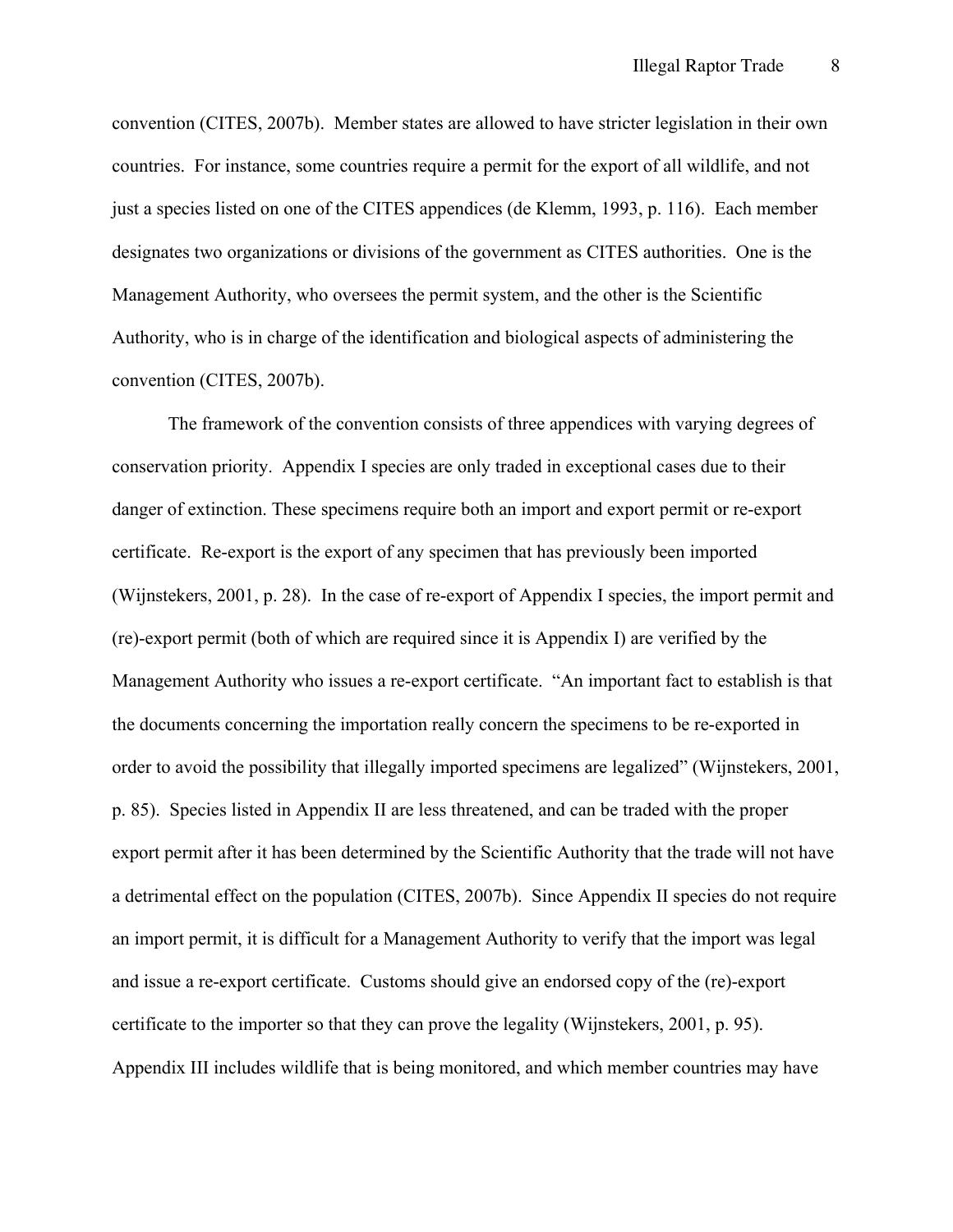convention (CITES, 2007b). Member states are allowed to have stricter legislation in their own countries. For instance, some countries require a permit for the export of all wildlife, and not just a species listed on one of the CITES appendices (de Klemm, 1993, p. 116). Each member designates two organizations or divisions of the government as CITES authorities. One is the Management Authority, who oversees the permit system, and the other is the Scientific Authority, who is in charge of the identification and biological aspects of administering the convention (CITES, 2007b).

The framework of the convention consists of three appendices with varying degrees of conservation priority. Appendix I species are only traded in exceptional cases due to their danger of extinction. These specimens require both an import and export permit or re-export certificate. Re-export is the export of any specimen that has previously been imported (Wijnstekers, 2001, p. 28). In the case of re-export of Appendix I species, the import permit and (re)-export permit (both of which are required since it is Appendix I) are verified by the Management Authority who issues a re-export certificate. "An important fact to establish is that the documents concerning the importation really concern the specimens to be re-exported in order to avoid the possibility that illegally imported specimens are legalized" (Wijnstekers, 2001, p. 85). Species listed in Appendix II are less threatened, and can be traded with the proper export permit after it has been determined by the Scientific Authority that the trade will not have a detrimental effect on the population (CITES, 2007b). Since Appendix II species do not require an import permit, it is difficult for a Management Authority to verify that the import was legal and issue a re-export certificate. Customs should give an endorsed copy of the (re)-export certificate to the importer so that they can prove the legality (Wijnstekers, 2001, p. 95). Appendix III includes wildlife that is being monitored, and which member countries may have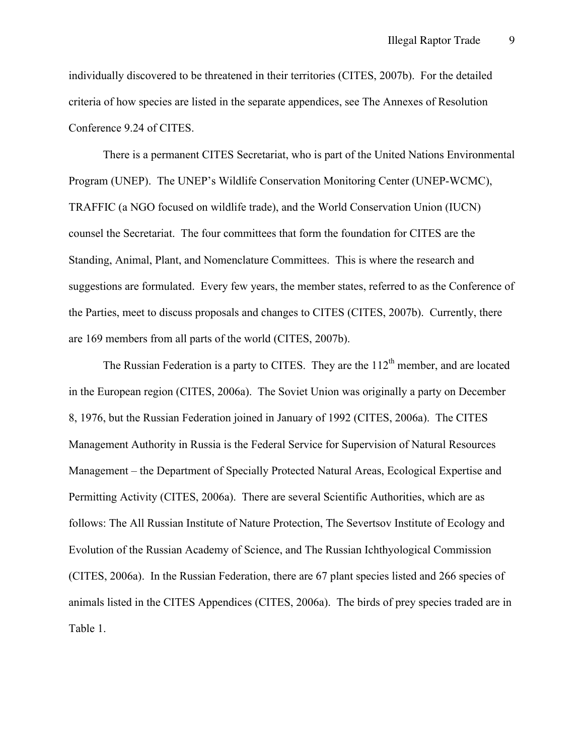individually discovered to be threatened in their territories (CITES, 2007b). For the detailed criteria of how species are listed in the separate appendices, see The Annexes of Resolution Conference 9.24 of CITES.

There is a permanent CITES Secretariat, who is part of the United Nations Environmental Program (UNEP). The UNEP's Wildlife Conservation Monitoring Center (UNEP-WCMC), TRAFFIC (a NGO focused on wildlife trade), and the World Conservation Union (IUCN) counsel the Secretariat. The four committees that form the foundation for CITES are the Standing, Animal, Plant, and Nomenclature Committees. This is where the research and suggestions are formulated. Every few years, the member states, referred to as the Conference of the Parties, meet to discuss proposals and changes to CITES (CITES, 2007b). Currently, there are 169 members from all parts of the world (CITES, 2007b).

The Russian Federation is a party to CITES. They are the 112th member, and are located in the European region (CITES, 2006a). The Soviet Union was originally a party on December 8, 1976, but the Russian Federation joined in January of 1992 (CITES, 2006a). The CITES Management Authority in Russia is the Federal Service for Supervision of Natural Resources Management – the Department of Specially Protected Natural Areas, Ecological Expertise and Permitting Activity (CITES, 2006a). There are several Scientific Authorities, which are as follows: The All Russian Institute of Nature Protection, The Severtsov Institute of Ecology and Evolution of the Russian Academy of Science, and The Russian Ichthyological Commission (CITES, 2006a). In the Russian Federation, there are 67 plant species listed and 266 species of animals listed in the CITES Appendices (CITES, 2006a). The birds of prey species traded are in Table 1.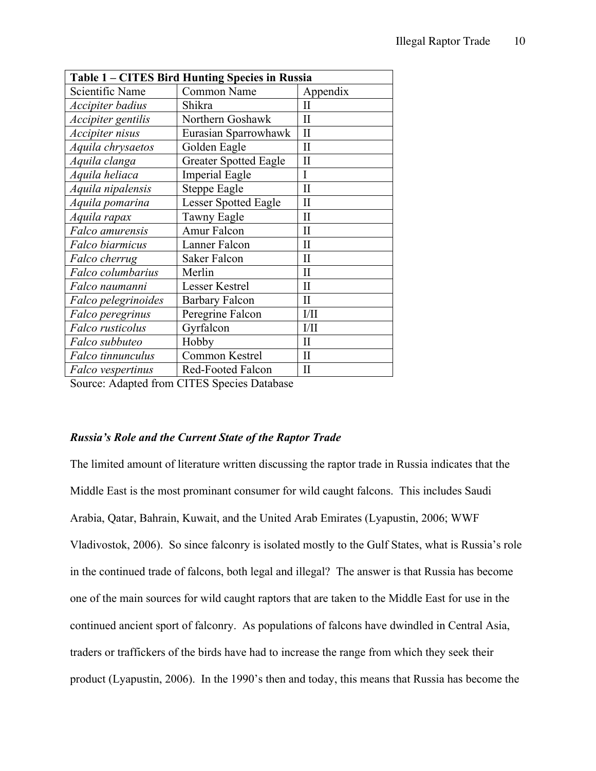| Table 1 – CITES Bird Hunting Species in Russia | | |
|---|---|---|
| Scientific Name | Common Name | Appendix |
| *Accipiter badius* | Shikra | II |
| *Accipiter gentilis* | Northern Goshawk | II |
| *Accipiter nisus* | Eurasian Sparrowhawk | II |
| *Aquila chrysaetos* | Golden Eagle | II |
| *Aquila clanga* | Greater Spotted Eagle | II |
| *Aquila heliaca* | Imperial Eagle | I |
| *Aquila nipalensis* | Steppe Eagle | II |
| *Aquila pomarina* | Lesser Spotted Eagle | II |
| *Aquila rapax* | Tawny Eagle | II |
| *Falco amurensis* | Amur Falcon | II |
| *Falco biarmicus* | Lanner Falcon | II |
| *Falco cherrug* | Saker Falcon | II |
| *Falco columbarius* | Merlin | II |
| *Falco naumanni* | Lesser Kestrel | II |
| *Falco pelegrinoides* | Barbary Falcon | II |
| *Falco peregrinus* | Peregrine Falcon | I/II |
| *Falco rusticolus* | Gyrfalcon | I/II |
| *Falco subbuteo* | Hobby | II |
| *Falco tinnunculus* | Common Kestrel | II |
| *Falco vespertinus* | Red-Footed Falcon | II |

Source: Adapted from CITES Species Database

### *Russia's Role and the Current State of the Raptor Trade*

The limited amount of literature written discussing the raptor trade in Russia indicates that the Middle East is the most prominant consumer for wild caught falcons. This includes Saudi Arabia, Qatar, Bahrain, Kuwait, and the United Arab Emirates (Lyapustin, 2006; WWF Vladivostok, 2006). So since falconry is isolated mostly to the Gulf States, what is Russia's role in the continued trade of falcons, both legal and illegal? The answer is that Russia has become one of the main sources for wild caught raptors that are taken to the Middle East for use in the continued ancient sport of falconry. As populations of falcons have dwindled in Central Asia, traders or traffickers of the birds have had to increase the range from which they seek their product (Lyapustin, 2006). In the 1990's then and today, this means that Russia has become the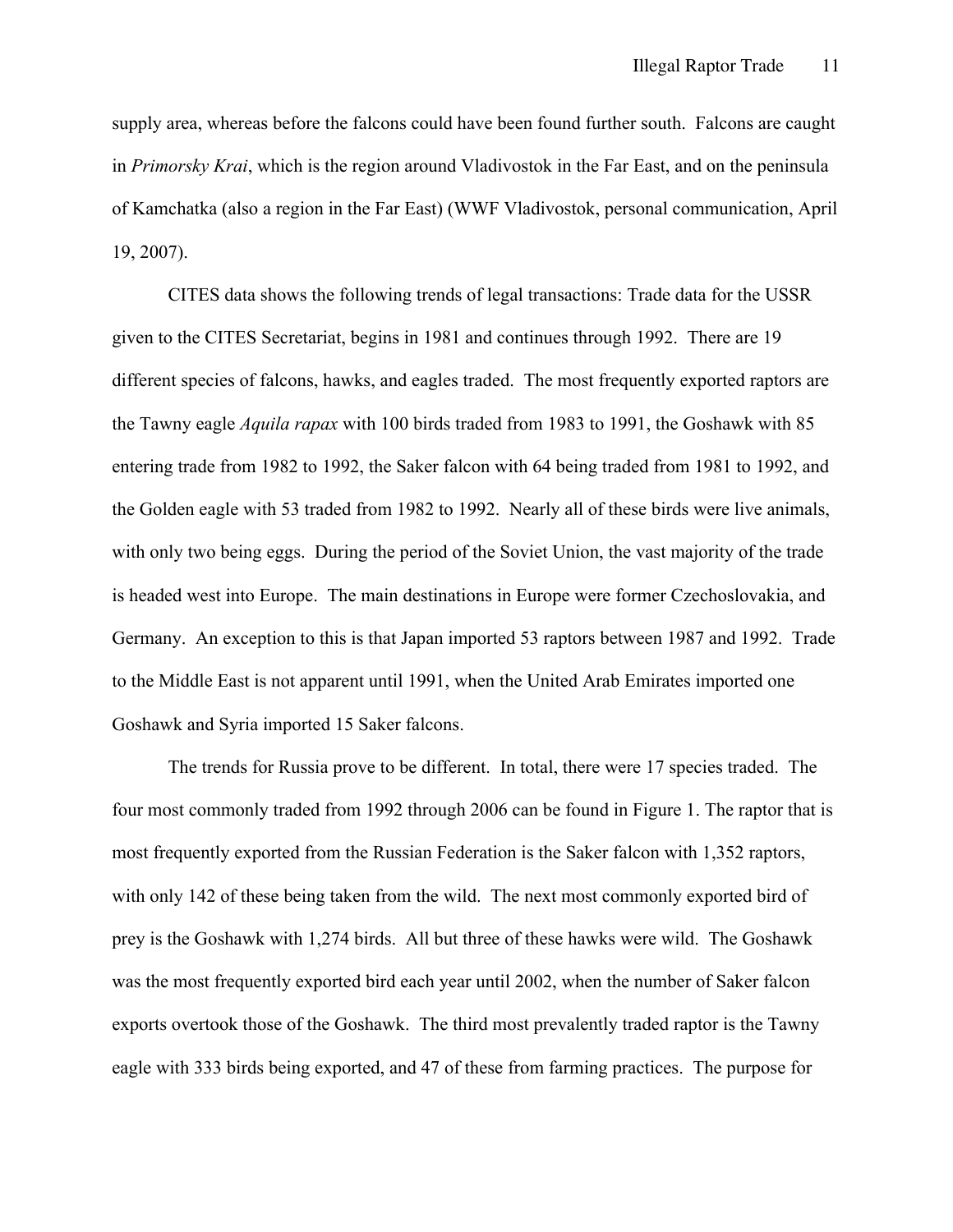supply area, whereas before the falcons could have been found further south. Falcons are caught in *Primorsky Krai*, which is the region around Vladivostok in the Far East, and on the peninsula of Kamchatka (also a region in the Far East) (WWF Vladivostok, personal communication, April 19, 2007).

CITES data shows the following trends of legal transactions: Trade data for the USSR given to the CITES Secretariat, begins in 1981 and continues through 1992. There are 19 different species of falcons, hawks, and eagles traded. The most frequently exported raptors are the Tawny eagle *Aquila rapax* with 100 birds traded from 1983 to 1991, the Goshawk with 85 entering trade from 1982 to 1992, the Saker falcon with 64 being traded from 1981 to 1992, and the Golden eagle with 53 traded from 1982 to 1992. Nearly all of these birds were live animals, with only two being eggs. During the period of the Soviet Union, the vast majority of the trade is headed west into Europe. The main destinations in Europe were former Czechoslovakia, and Germany. An exception to this is that Japan imported 53 raptors between 1987 and 1992. Trade to the Middle East is not apparent until 1991, when the United Arab Emirates imported one Goshawk and Syria imported 15 Saker falcons.

The trends for Russia prove to be different. In total, there were 17 species traded. The four most commonly traded from 1992 through 2006 can be found in Figure 1. The raptor that is most frequently exported from the Russian Federation is the Saker falcon with 1,352 raptors, with only 142 of these being taken from the wild. The next most commonly exported bird of prey is the Goshawk with 1,274 birds. All but three of these hawks were wild. The Goshawk was the most frequently exported bird each year until 2002, when the number of Saker falcon exports overtook those of the Goshawk. The third most prevalently traded raptor is the Tawny eagle with 333 birds being exported, and 47 of these from farming practices. The purpose for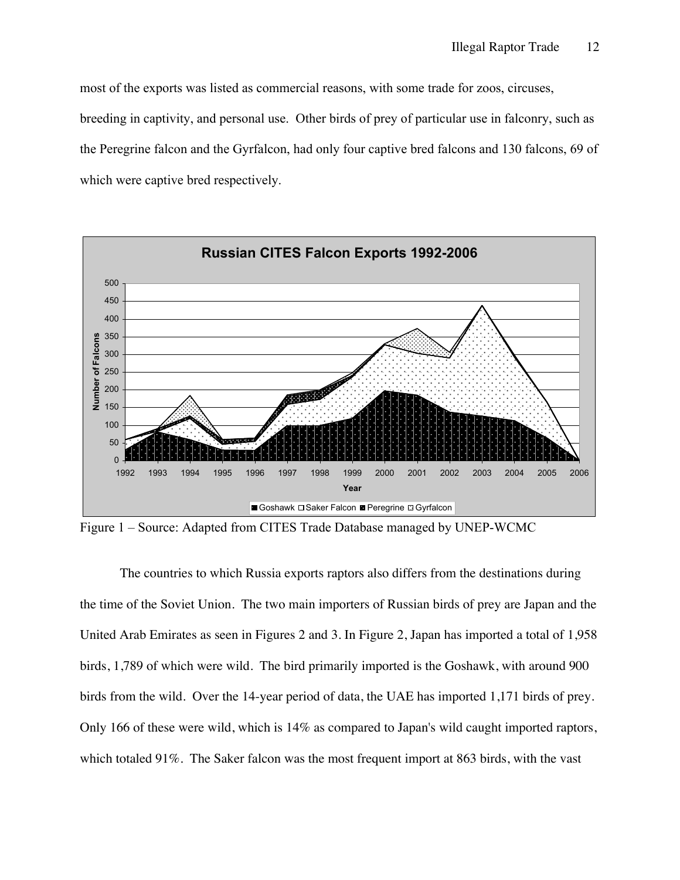most of the exports was listed as commercial reasons, with some trade for zoos, circuses, breeding in captivity, and personal use. Other birds of prey of particular use in falconry, such as the Peregrine falcon and the Gyrfalcon, had only four captive bred falcons and 130 falcons, 69 of which were captive bred respectively.

Figure 1 – Source: Adapted from CITES Trade Database managed by UNEP-WCMC

The countries to which Russia exports raptors also differs from the destinations during the time of the Soviet Union. The two main importers of Russian birds of prey are Japan and the United Arab Emirates as seen in Figures 2 and 3. In Figure 2, Japan has imported a total of 1,958 birds, 1,789 of which were wild. The bird primarily imported is the Goshawk, with around 900 birds from the wild. Over the 14-year period of data, the UAE has imported 1,171 birds of prey. Only 166 of these were wild, which is 14% as compared to Japan's wild caught imported raptors, which totaled 91%. The Saker falcon was the most frequent import at 863 birds, with the vast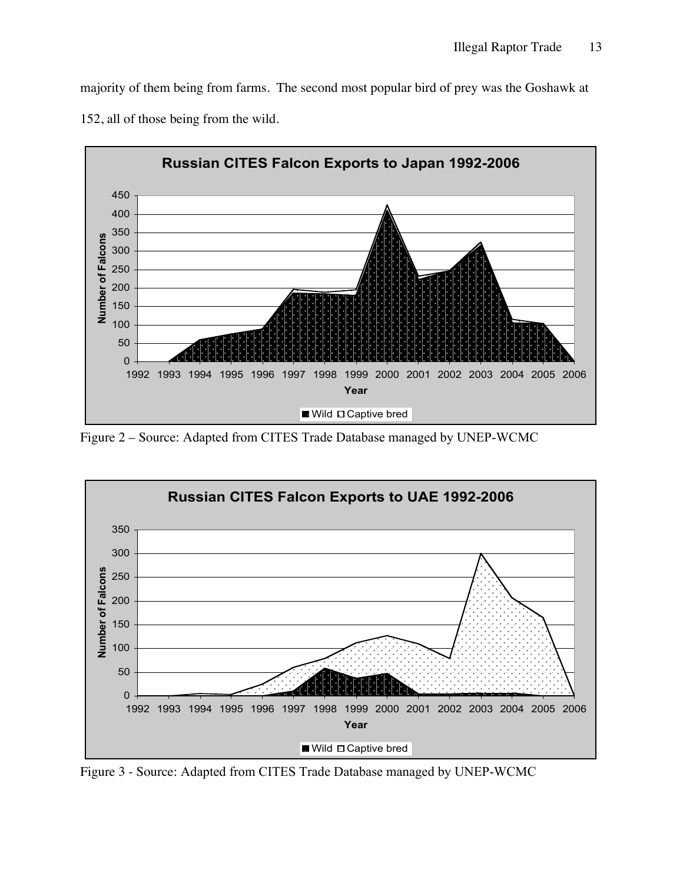majority of them being from farms. The second most popular bird of prey was the Goshawk at 152, all of those being from the wild.

Figure 2 – Source: Adapted from CITES Trade Database managed by UNEP-WCMC

Figure 3 - Source: Adapted from CITES Trade Database managed by UNEP-WCMC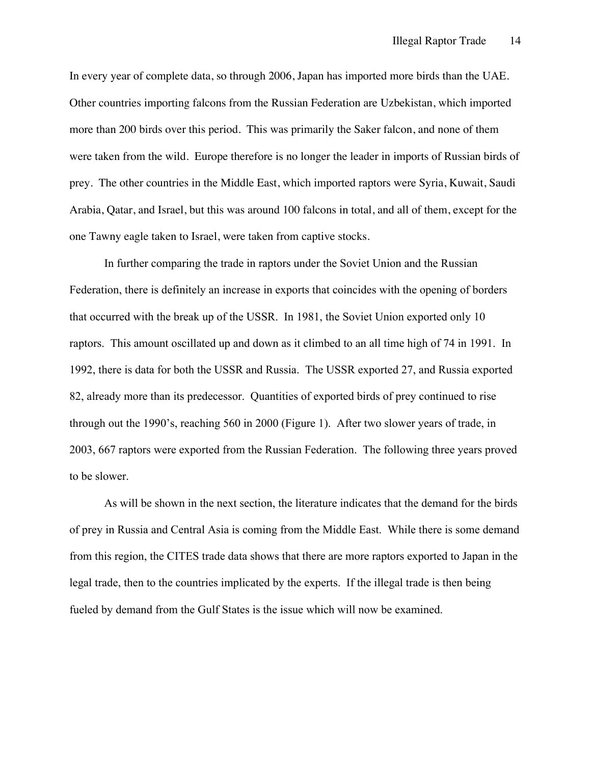In every year of complete data, so through 2006, Japan has imported more birds than the UAE. Other countries importing falcons from the Russian Federation are Uzbekistan, which imported more than 200 birds over this period. This was primarily the Saker falcon, and none of them were taken from the wild. Europe therefore is no longer the leader in imports of Russian birds of prey. The other countries in the Middle East, which imported raptors were Syria, Kuwait, Saudi Arabia, Qatar, and Israel, but this was around 100 falcons in total, and all of them, except for the one Tawny eagle taken to Israel, were taken from captive stocks.

In further comparing the trade in raptors under the Soviet Union and the Russian Federation, there is definitely an increase in exports that coincides with the opening of borders that occurred with the break up of the USSR. In 1981, the Soviet Union exported only 10 raptors. This amount oscillated up and down as it climbed to an all time high of 74 in 1991. In 1992, there is data for both the USSR and Russia. The USSR exported 27, and Russia exported 82, already more than its predecessor. Quantities of exported birds of prey continued to rise through out the 1990's, reaching 560 in 2000 (Figure 1). After two slower years of trade, in 2003, 667 raptors were exported from the Russian Federation. The following three years proved to be slower.

As will be shown in the next section, the literature indicates that the demand for the birds of prey in Russia and Central Asia is coming from the Middle East. While there is some demand from this region, the CITES trade data shows that there are more raptors exported to Japan in the legal trade, then to the countries implicated by the experts. If the illegal trade is then being fueled by demand from the Gulf States is the issue which will now be examined.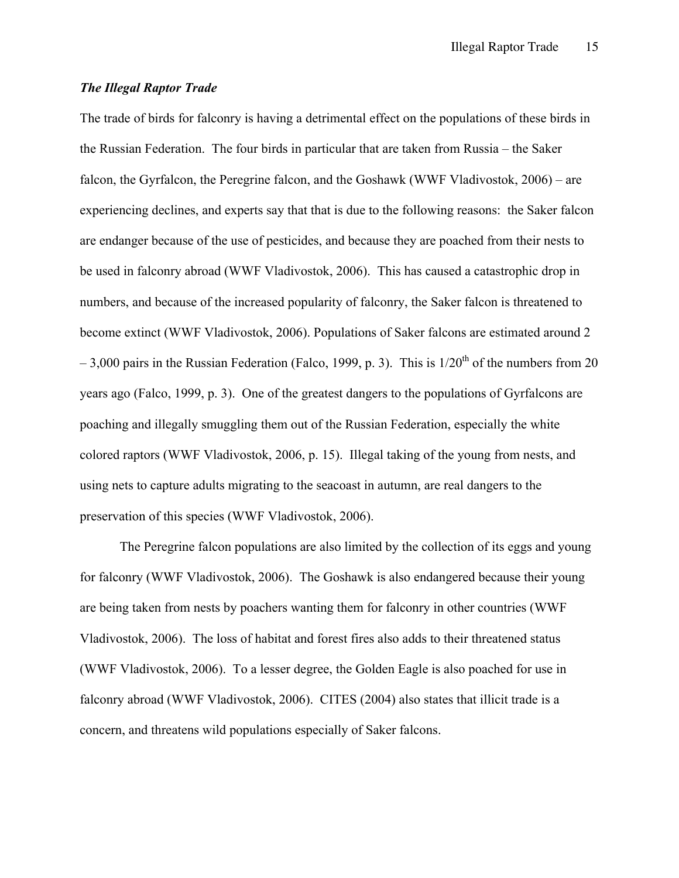### *The Illegal Raptor Trade*

The trade of birds for falconry is having a detrimental effect on the populations of these birds in the Russian Federation. The four birds in particular that are taken from Russia – the Saker falcon, the Gyrfalcon, the Peregrine falcon, and the Goshawk (WWF Vladivostok, 2006) – are experiencing declines, and experts say that that is due to the following reasons: the Saker falcon are endanger because of the use of pesticides, and because they are poached from their nests to be used in falconry abroad (WWF Vladivostok, 2006). This has caused a catastrophic drop in numbers, and because of the increased popularity of falconry, the Saker falcon is threatened to become extinct (WWF Vladivostok, 2006). Populations of Saker falcons are estimated around 2 – 3,000 pairs in the Russian Federation (Falco, 1999, p. 3). This is 1/20th of the numbers from 20 years ago (Falco, 1999, p. 3). One of the greatest dangers to the populations of Gyrfalcons are poaching and illegally smuggling them out of the Russian Federation, especially the white colored raptors (WWF Vladivostok, 2006, p. 15). Illegal taking of the young from nests, and using nets to capture adults migrating to the seacoast in autumn, are real dangers to the preservation of this species (WWF Vladivostok, 2006).

The Peregrine falcon populations are also limited by the collection of its eggs and young for falconry (WWF Vladivostok, 2006). The Goshawk is also endangered because their young are being taken from nests by poachers wanting them for falconry in other countries (WWF Vladivostok, 2006). The loss of habitat and forest fires also adds to their threatened status (WWF Vladivostok, 2006). To a lesser degree, the Golden Eagle is also poached for use in falconry abroad (WWF Vladivostok, 2006). CITES (2004) also states that illicit trade is a concern, and threatens wild populations especially of Saker falcons.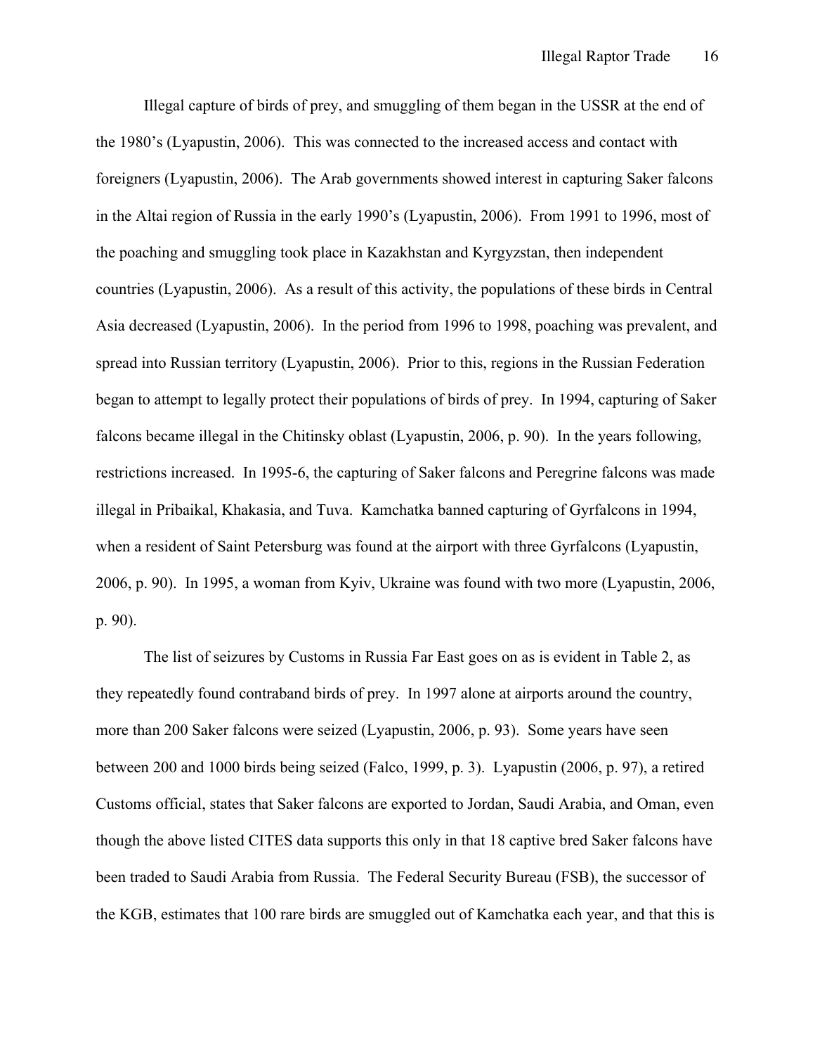Illegal capture of birds of prey, and smuggling of them began in the USSR at the end of the 1980's (Lyapustin, 2006). This was connected to the increased access and contact with foreigners (Lyapustin, 2006). The Arab governments showed interest in capturing Saker falcons in the Altai region of Russia in the early 1990's (Lyapustin, 2006). From 1991 to 1996, most of the poaching and smuggling took place in Kazakhstan and Kyrgyzstan, then independent countries (Lyapustin, 2006). As a result of this activity, the populations of these birds in Central Asia decreased (Lyapustin, 2006). In the period from 1996 to 1998, poaching was prevalent, and spread into Russian territory (Lyapustin, 2006). Prior to this, regions in the Russian Federation began to attempt to legally protect their populations of birds of prey. In 1994, capturing of Saker falcons became illegal in the Chitinsky oblast (Lyapustin, 2006, p. 90). In the years following, restrictions increased. In 1995-6, the capturing of Saker falcons and Peregrine falcons was made illegal in Pribaikal, Khakasia, and Tuva. Kamchatka banned capturing of Gyrfalcons in 1994, when a resident of Saint Petersburg was found at the airport with three Gyrfalcons (Lyapustin, 2006, p. 90). In 1995, a woman from Kyiv, Ukraine was found with two more (Lyapustin, 2006, p. 90).

The list of seizures by Customs in Russia Far East goes on as is evident in Table 2, as they repeatedly found contraband birds of prey. In 1997 alone at airports around the country, more than 200 Saker falcons were seized (Lyapustin, 2006, p. 93). Some years have seen between 200 and 1000 birds being seized (Falco, 1999, p. 3). Lyapustin (2006, p. 97), a retired Customs official, states that Saker falcons are exported to Jordan, Saudi Arabia, and Oman, even though the above listed CITES data supports this only in that 18 captive bred Saker falcons have been traded to Saudi Arabia from Russia. The Federal Security Bureau (FSB), the successor of the KGB, estimates that 100 rare birds are smuggled out of Kamchatka each year, and that this is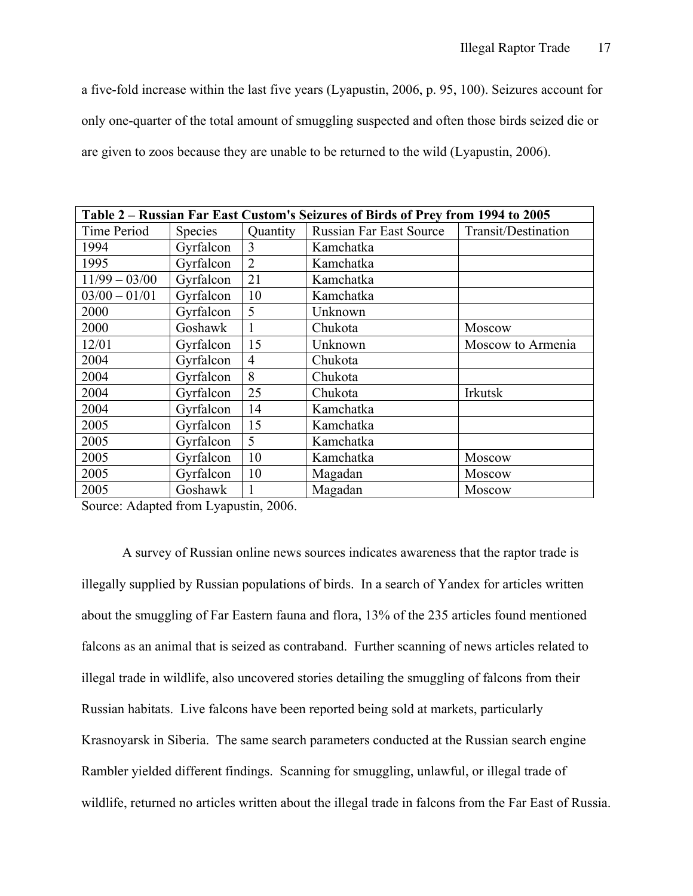a five-fold increase within the last five years (Lyapustin, 2006, p. 95, 100). Seizures account for only one-quarter of the total amount of smuggling suspected and often those birds seized die or are given to zoos because they are unable to be returned to the wild (Lyapustin, 2006).

**Table 2 – Russian Far East Custom's Seizures of Birds of Prey from 1994 to 2005**

| Time Period | Species | Quantity | Russian Far East Source | Transit/Destination |
|---|---|---|---|---|
| 1994 | Gyrfalcon | 3 | Kamchatka | |
| 1995 | Gyrfalcon | 2 | Kamchatka | |
| 11/99 – 03/00 | Gyrfalcon | 21 | Kamchatka | |
| 03/00 – 01/01 | Gyrfalcon | 10 | Kamchatka | |
| 2000 | Gyrfalcon | 5 | Unknown | |
| 2000 | Goshawk | 1 | Chukota | Moscow |
| 12/01 | Gyrfalcon | 15 | Unknown | Moscow to Armenia |
| 2004 | Gyrfalcon | 4 | Chukota | |
| 2004 | Gyrfalcon | 8 | Chukota | |
| 2004 | Gyrfalcon | 25 | Chukota | Irkutsk |
| 2004 | Gyrfalcon | 14 | Kamchatka | |
| 2005 | Gyrfalcon | 15 | Kamchatka | |
| 2005 | Gyrfalcon | 5 | Kamchatka | |
| 2005 | Gyrfalcon | 10 | Kamchatka | Moscow |
| 2005 | Gyrfalcon | 10 | Magadan | Moscow |
| 2005 | Goshawk | 1 | Magadan | Moscow |

Source: Adapted from Lyapustin, 2006.

A survey of Russian online news sources indicates awareness that the raptor trade is illegally supplied by Russian populations of birds. In a search of Yandex for articles written about the smuggling of Far Eastern fauna and flora, 13% of the 235 articles found mentioned falcons as an animal that is seized as contraband. Further scanning of news articles related to illegal trade in wildlife, also uncovered stories detailing the smuggling of falcons from their Russian habitats. Live falcons have been reported being sold at markets, particularly Krasnoyarsk in Siberia. The same search parameters conducted at the Russian search engine Rambler yielded different findings. Scanning for smuggling, unlawful, or illegal trade of wildlife, returned no articles written about the illegal trade in falcons from the Far East of Russia.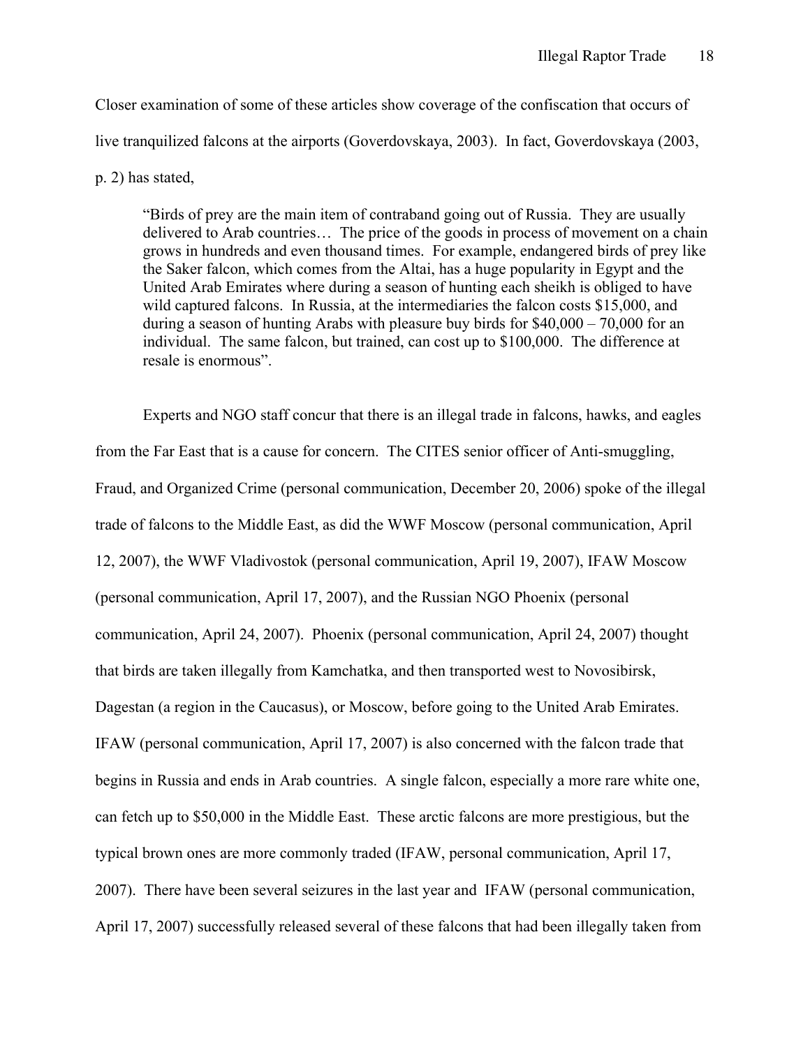Closer examination of some of these articles show coverage of the confiscation that occurs of live tranquilized falcons at the airports (Goverdovskaya, 2003). In fact, Goverdovskaya (2003, p. 2) has stated,

> "Birds of prey are the main item of contraband going out of Russia. They are usually delivered to Arab countries… The price of the goods in process of movement on a chain grows in hundreds and even thousand times. For example, endangered birds of prey like the Saker falcon, which comes from the Altai, has a huge popularity in Egypt and the United Arab Emirates where during a season of hunting each sheikh is obliged to have wild captured falcons. In Russia, at the intermediaries the falcon costs $15,000, and during a season of hunting Arabs with pleasure buy birds for $40,000 – 70,000 for an individual. The same falcon, but trained, can cost up to $100,000. The difference at resale is enormous".

Experts and NGO staff concur that there is an illegal trade in falcons, hawks, and eagles from the Far East that is a cause for concern. The CITES senior officer of Anti-smuggling, Fraud, and Organized Crime (personal communication, December 20, 2006) spoke of the illegal trade of falcons to the Middle East, as did the WWF Moscow (personal communication, April 12, 2007), the WWF Vladivostok (personal communication, April 19, 2007), IFAW Moscow (personal communication, April 17, 2007), and the Russian NGO Phoenix (personal communication, April 24, 2007). Phoenix (personal communication, April 24, 2007) thought that birds are taken illegally from Kamchatka, and then transported west to Novosibirsk, Dagestan (a region in the Caucasus), or Moscow, before going to the United Arab Emirates. IFAW (personal communication, April 17, 2007) is also concerned with the falcon trade that begins in Russia and ends in Arab countries. A single falcon, especially a more rare white one, can fetch up to $50,000 in the Middle East. These arctic falcons are more prestigious, but the typical brown ones are more commonly traded (IFAW, personal communication, April 17, 2007). There have been several seizures in the last year and IFAW (personal communication, April 17, 2007) successfully released several of these falcons that had been illegally taken from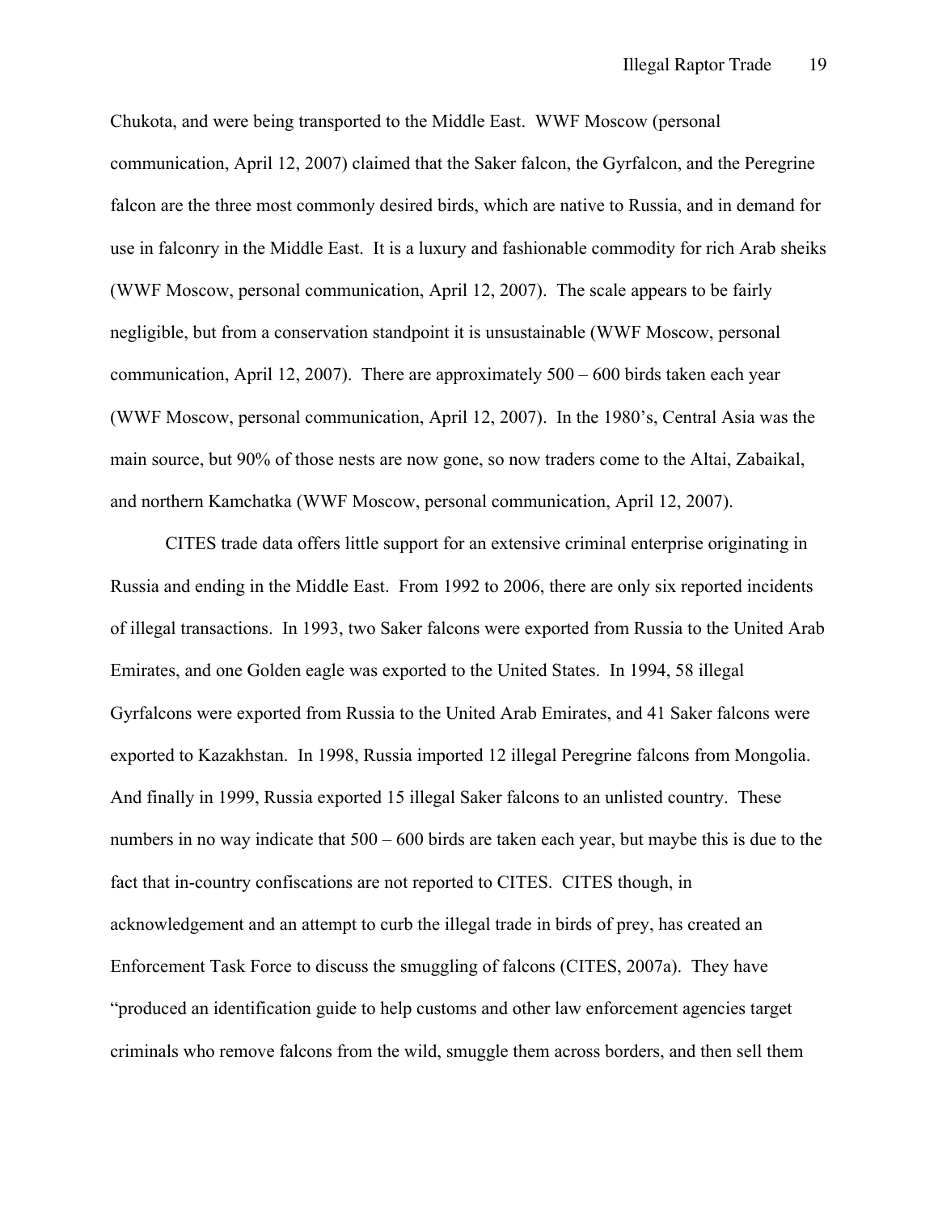Chukota, and were being transported to the Middle East. WWF Moscow (personal communication, April 12, 2007) claimed that the Saker falcon, the Gyrfalcon, and the Peregrine falcon are the three most commonly desired birds, which are native to Russia, and in demand for use in falconry in the Middle East. It is a luxury and fashionable commodity for rich Arab sheiks (WWF Moscow, personal communication, April 12, 2007). The scale appears to be fairly negligible, but from a conservation standpoint it is unsustainable (WWF Moscow, personal communication, April 12, 2007). There are approximately 500 – 600 birds taken each year (WWF Moscow, personal communication, April 12, 2007). In the 1980's, Central Asia was the main source, but 90% of those nests are now gone, so now traders come to the Altai, Zabaikal, and northern Kamchatka (WWF Moscow, personal communication, April 12, 2007).

CITES trade data offers little support for an extensive criminal enterprise originating in Russia and ending in the Middle East. From 1992 to 2006, there are only six reported incidents of illegal transactions. In 1993, two Saker falcons were exported from Russia to the United Arab Emirates, and one Golden eagle was exported to the United States. In 1994, 58 illegal Gyrfalcons were exported from Russia to the United Arab Emirates, and 41 Saker falcons were exported to Kazakhstan. In 1998, Russia imported 12 illegal Peregrine falcons from Mongolia. And finally in 1999, Russia exported 15 illegal Saker falcons to an unlisted country. These numbers in no way indicate that 500 – 600 birds are taken each year, but maybe this is due to the fact that in-country confiscations are not reported to CITES. CITES though, in acknowledgement and an attempt to curb the illegal trade in birds of prey, has created an Enforcement Task Force to discuss the smuggling of falcons (CITES, 2007a). They have "produced an identification guide to help customs and other law enforcement agencies target criminals who remove falcons from the wild, smuggle them across borders, and then sell them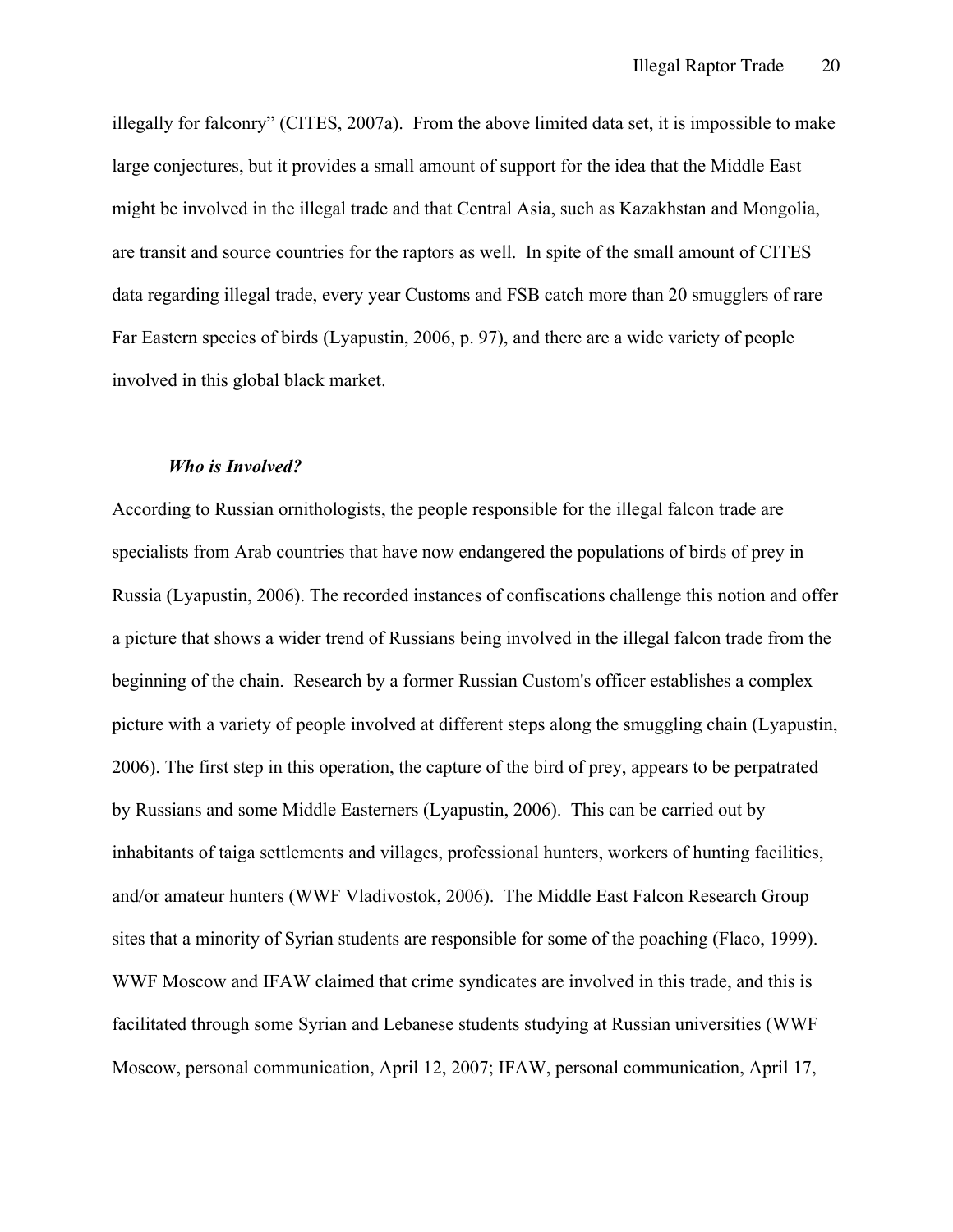illegally for falconry" (CITES, 2007a). From the above limited data set, it is impossible to make large conjectures, but it provides a small amount of support for the idea that the Middle East might be involved in the illegal trade and that Central Asia, such as Kazakhstan and Mongolia, are transit and source countries for the raptors as well. In spite of the small amount of CITES data regarding illegal trade, every year Customs and FSB catch more than 20 smugglers of rare Far Eastern species of birds (Lyapustin, 2006, p. 97), and there are a wide variety of people involved in this global black market.

### *Who is Involved?*

According to Russian ornithologists, the people responsible for the illegal falcon trade are specialists from Arab countries that have now endangered the populations of birds of prey in Russia (Lyapustin, 2006). The recorded instances of confiscations challenge this notion and offer a picture that shows a wider trend of Russians being involved in the illegal falcon trade from the beginning of the chain. Research by a former Russian Custom's officer establishes a complex picture with a variety of people involved at different steps along the smuggling chain (Lyapustin, 2006). The first step in this operation, the capture of the bird of prey, appears to be perpatrated by Russians and some Middle Easterners (Lyapustin, 2006). This can be carried out by inhabitants of taiga settlements and villages, professional hunters, workers of hunting facilities, and/or amateur hunters (WWF Vladivostok, 2006). The Middle East Falcon Research Group sites that a minority of Syrian students are responsible for some of the poaching (Flaco, 1999). WWF Moscow and IFAW claimed that crime syndicates are involved in this trade, and this is facilitated through some Syrian and Lebanese students studying at Russian universities (WWF Moscow, personal communication, April 12, 2007; IFAW, personal communication, April 17,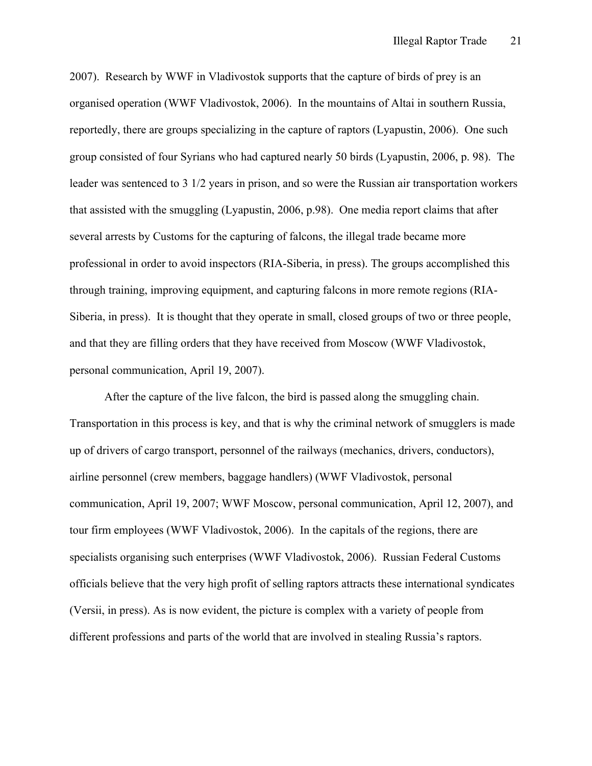2007). Research by WWF in Vladivostok supports that the capture of birds of prey is an organised operation (WWF Vladivostok, 2006). In the mountains of Altai in southern Russia, reportedly, there are groups specializing in the capture of raptors (Lyapustin, 2006). One such group consisted of four Syrians who had captured nearly 50 birds (Lyapustin, 2006, p. 98). The leader was sentenced to 3 1/2 years in prison, and so were the Russian air transportation workers that assisted with the smuggling (Lyapustin, 2006, p.98). One media report claims that after several arrests by Customs for the capturing of falcons, the illegal trade became more professional in order to avoid inspectors (RIA-Siberia, in press). The groups accomplished this through training, improving equipment, and capturing falcons in more remote regions (RIA-Siberia, in press). It is thought that they operate in small, closed groups of two or three people, and that they are filling orders that they have received from Moscow (WWF Vladivostok, personal communication, April 19, 2007).

After the capture of the live falcon, the bird is passed along the smuggling chain. Transportation in this process is key, and that is why the criminal network of smugglers is made up of drivers of cargo transport, personnel of the railways (mechanics, drivers, conductors), airline personnel (crew members, baggage handlers) (WWF Vladivostok, personal communication, April 19, 2007; WWF Moscow, personal communication, April 12, 2007), and tour firm employees (WWF Vladivostok, 2006). In the capitals of the regions, there are specialists organising such enterprises (WWF Vladivostok, 2006). Russian Federal Customs officials believe that the very high profit of selling raptors attracts these international syndicates (Versii, in press). As is now evident, the picture is complex with a variety of people from different professions and parts of the world that are involved in stealing Russia's raptors.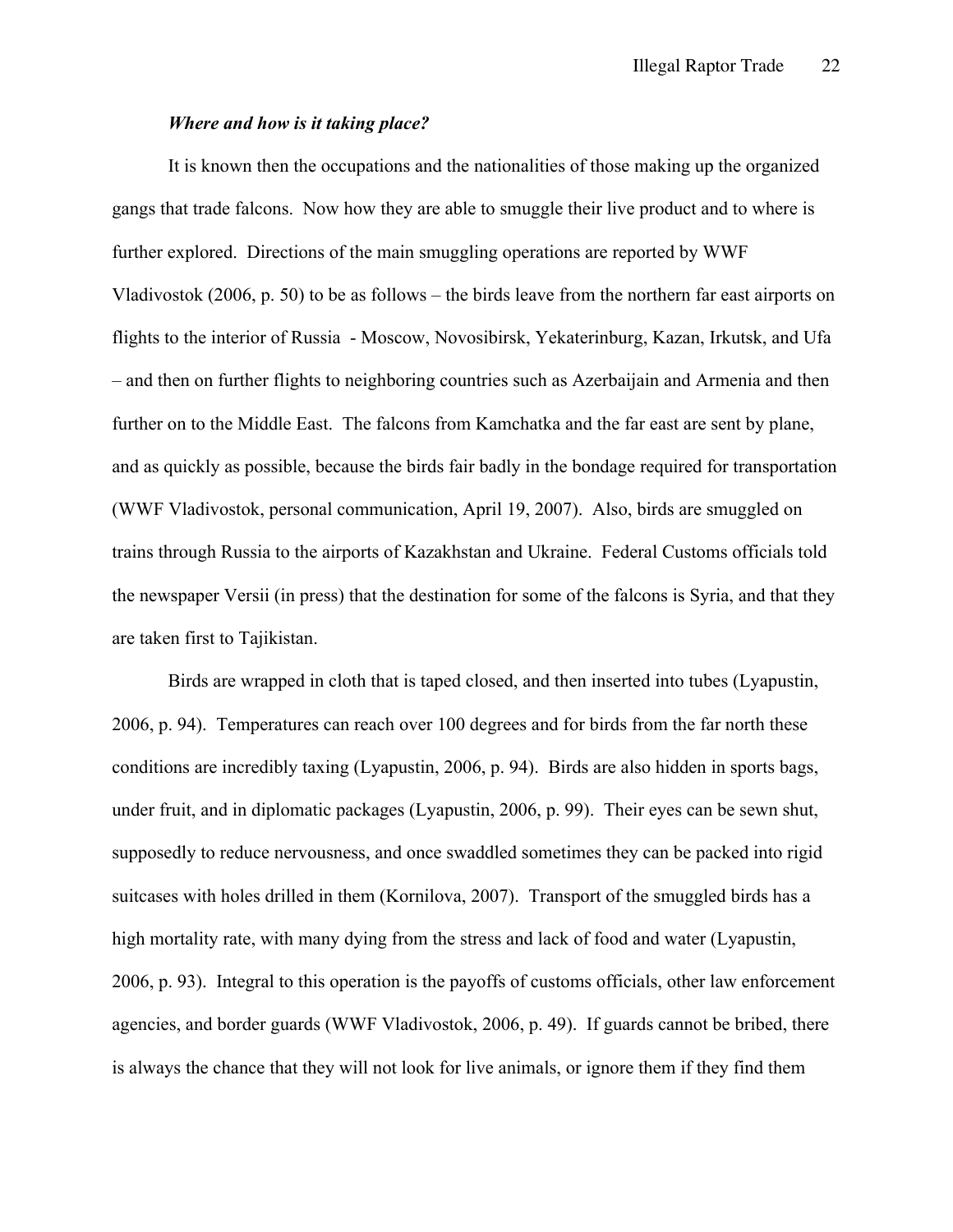### *Where and how is it taking place?*

It is known then the occupations and the nationalities of those making up the organized gangs that trade falcons. Now how they are able to smuggle their live product and to where is further explored. Directions of the main smuggling operations are reported by WWF Vladivostok (2006, p. 50) to be as follows – the birds leave from the northern far east airports on flights to the interior of Russia - Moscow, Novosibirsk, Yekaterinburg, Kazan, Irkutsk, and Ufa – and then on further flights to neighboring countries such as Azerbaijain and Armenia and then further on to the Middle East. The falcons from Kamchatka and the far east are sent by plane, and as quickly as possible, because the birds fair badly in the bondage required for transportation (WWF Vladivostok, personal communication, April 19, 2007). Also, birds are smuggled on trains through Russia to the airports of Kazakhstan and Ukraine. Federal Customs officials told the newspaper Versii (in press) that the destination for some of the falcons is Syria, and that they are taken first to Tajikistan.

Birds are wrapped in cloth that is taped closed, and then inserted into tubes (Lyapustin, 2006, p. 94). Temperatures can reach over 100 degrees and for birds from the far north these conditions are incredibly taxing (Lyapustin, 2006, p. 94). Birds are also hidden in sports bags, under fruit, and in diplomatic packages (Lyapustin, 2006, p. 99). Their eyes can be sewn shut, supposedly to reduce nervousness, and once swaddled sometimes they can be packed into rigid suitcases with holes drilled in them (Kornilova, 2007). Transport of the smuggled birds has a high mortality rate, with many dying from the stress and lack of food and water (Lyapustin, 2006, p. 93). Integral to this operation is the payoffs of customs officials, other law enforcement agencies, and border guards (WWF Vladivostok, 2006, p. 49). If guards cannot be bribed, there is always the chance that they will not look for live animals, or ignore them if they find them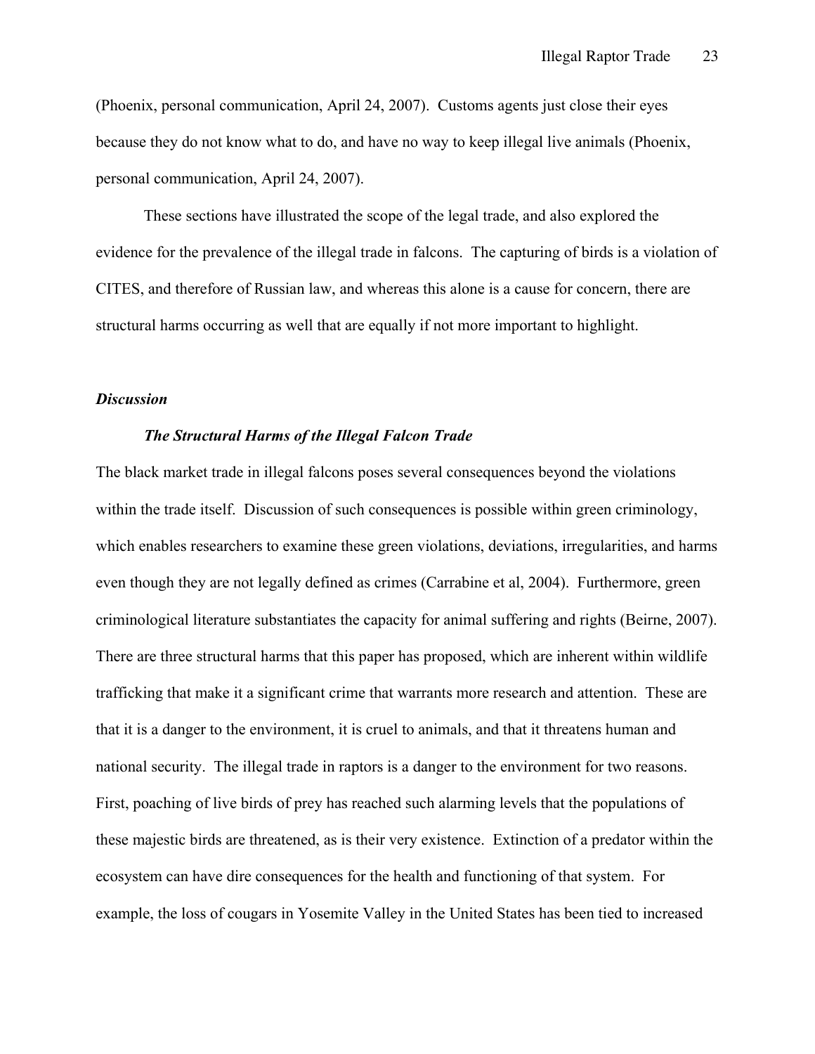(Phoenix, personal communication, April 24, 2007). Customs agents just close their eyes because they do not know what to do, and have no way to keep illegal live animals (Phoenix, personal communication, April 24, 2007).

These sections have illustrated the scope of the legal trade, and also explored the evidence for the prevalence of the illegal trade in falcons. The capturing of birds is a violation of CITES, and therefore of Russian law, and whereas this alone is a cause for concern, there are structural harms occurring as well that are equally if not more important to highlight.

### *Discussion*

#### *The Structural Harms of the Illegal Falcon Trade*

The black market trade in illegal falcons poses several consequences beyond the violations within the trade itself. Discussion of such consequences is possible within green criminology, which enables researchers to examine these green violations, deviations, irregularities, and harms even though they are not legally defined as crimes (Carrabine et al, 2004). Furthermore, green criminological literature substantiates the capacity for animal suffering and rights (Beirne, 2007). There are three structural harms that this paper has proposed, which are inherent within wildlife trafficking that make it a significant crime that warrants more research and attention. These are that it is a danger to the environment, it is cruel to animals, and that it threatens human and national security. The illegal trade in raptors is a danger to the environment for two reasons. First, poaching of live birds of prey has reached such alarming levels that the populations of these majestic birds are threatened, as is their very existence. Extinction of a predator within the ecosystem can have dire consequences for the health and functioning of that system. For example, the loss of cougars in Yosemite Valley in the United States has been tied to increased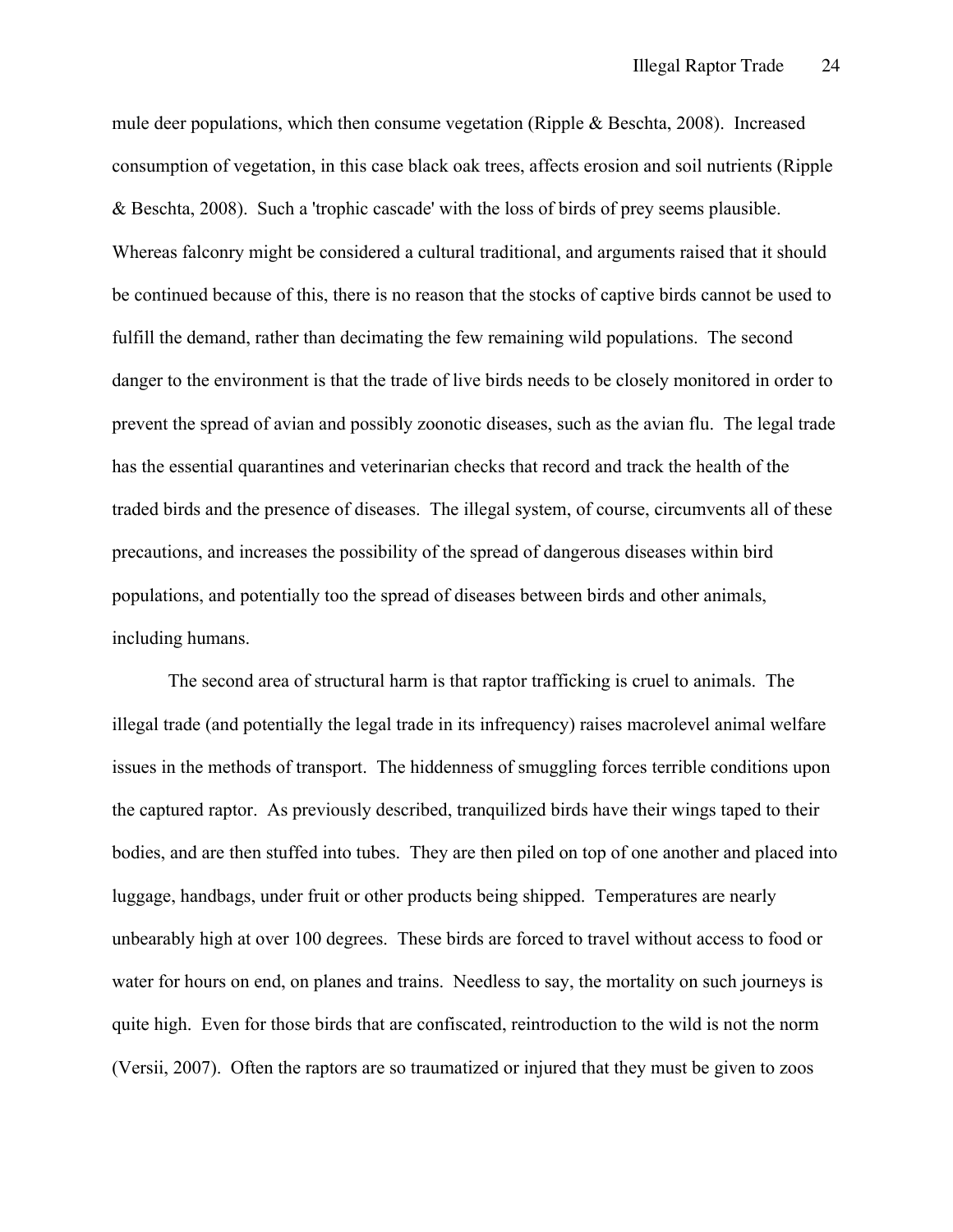mule deer populations, which then consume vegetation (Ripple & Beschta, 2008). Increased consumption of vegetation, in this case black oak trees, affects erosion and soil nutrients (Ripple & Beschta, 2008). Such a 'trophic cascade' with the loss of birds of prey seems plausible. Whereas falconry might be considered a cultural traditional, and arguments raised that it should be continued because of this, there is no reason that the stocks of captive birds cannot be used to fulfill the demand, rather than decimating the few remaining wild populations. The second danger to the environment is that the trade of live birds needs to be closely monitored in order to prevent the spread of avian and possibly zoonotic diseases, such as the avian flu. The legal trade has the essential quarantines and veterinarian checks that record and track the health of the traded birds and the presence of diseases. The illegal system, of course, circumvents all of these precautions, and increases the possibility of the spread of dangerous diseases within bird populations, and potentially too the spread of diseases between birds and other animals, including humans.

The second area of structural harm is that raptor trafficking is cruel to animals. The illegal trade (and potentially the legal trade in its infrequency) raises macrolevel animal welfare issues in the methods of transport. The hiddenness of smuggling forces terrible conditions upon the captured raptor. As previously described, tranquilized birds have their wings taped to their bodies, and are then stuffed into tubes. They are then piled on top of one another and placed into luggage, handbags, under fruit or other products being shipped. Temperatures are nearly unbearably high at over 100 degrees. These birds are forced to travel without access to food or water for hours on end, on planes and trains. Needless to say, the mortality on such journeys is quite high. Even for those birds that are confiscated, reintroduction to the wild is not the norm (Versii, 2007). Often the raptors are so traumatized or injured that they must be given to zoos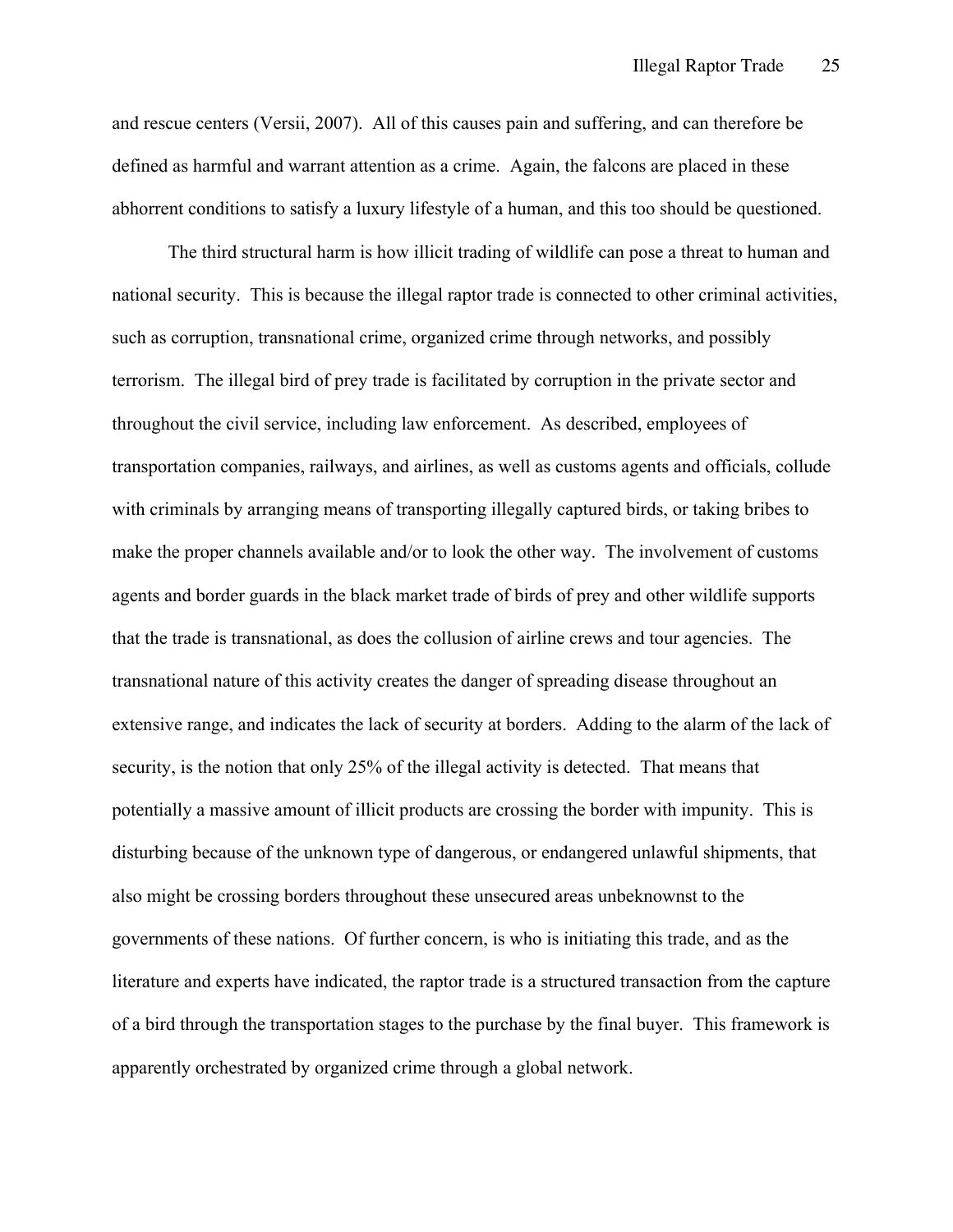and rescue centers (Versii, 2007). All of this causes pain and suffering, and can therefore be defined as harmful and warrant attention as a crime. Again, the falcons are placed in these abhorrent conditions to satisfy a luxury lifestyle of a human, and this too should be questioned.

The third structural harm is how illicit trading of wildlife can pose a threat to human and national security. This is because the illegal raptor trade is connected to other criminal activities, such as corruption, transnational crime, organized crime through networks, and possibly terrorism. The illegal bird of prey trade is facilitated by corruption in the private sector and throughout the civil service, including law enforcement. As described, employees of transportation companies, railways, and airlines, as well as customs agents and officials, collude with criminals by arranging means of transporting illegally captured birds, or taking bribes to make the proper channels available and/or to look the other way. The involvement of customs agents and border guards in the black market trade of birds of prey and other wildlife supports that the trade is transnational, as does the collusion of airline crews and tour agencies. The transnational nature of this activity creates the danger of spreading disease throughout an extensive range, and indicates the lack of security at borders. Adding to the alarm of the lack of security, is the notion that only 25% of the illegal activity is detected. That means that potentially a massive amount of illicit products are crossing the border with impunity. This is disturbing because of the unknown type of dangerous, or endangered unlawful shipments, that also might be crossing borders throughout these unsecured areas unbeknownst to the governments of these nations. Of further concern, is who is initiating this trade, and as the literature and experts have indicated, the raptor trade is a structured transaction from the capture of a bird through the transportation stages to the purchase by the final buyer. This framework is apparently orchestrated by organized crime through a global network.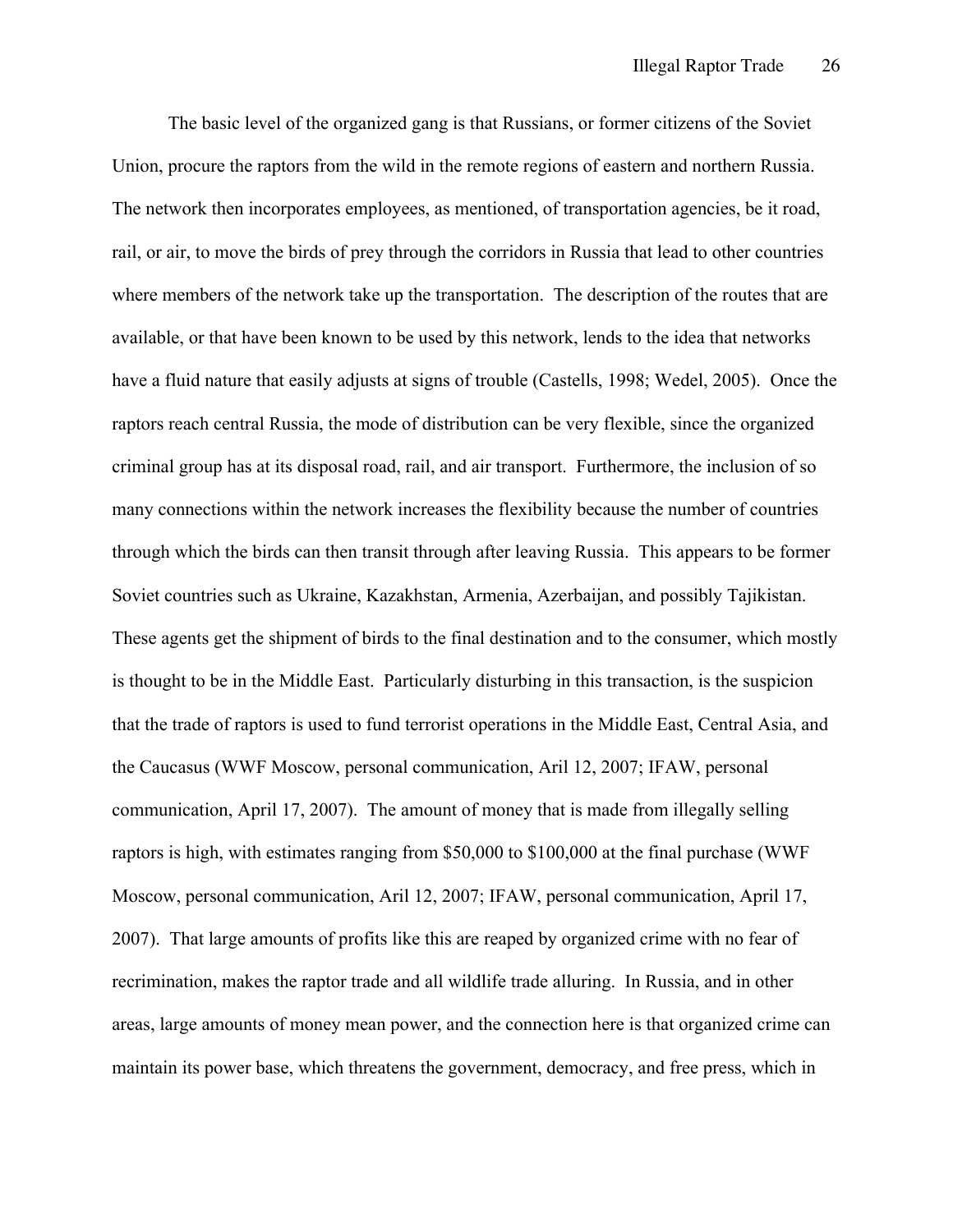The basic level of the organized gang is that Russians, or former citizens of the Soviet Union, procure the raptors from the wild in the remote regions of eastern and northern Russia. The network then incorporates employees, as mentioned, of transportation agencies, be it road, rail, or air, to move the birds of prey through the corridors in Russia that lead to other countries where members of the network take up the transportation. The description of the routes that are available, or that have been known to be used by this network, lends to the idea that networks have a fluid nature that easily adjusts at signs of trouble (Castells, 1998; Wedel, 2005). Once the raptors reach central Russia, the mode of distribution can be very flexible, since the organized criminal group has at its disposal road, rail, and air transport. Furthermore, the inclusion of so many connections within the network increases the flexibility because the number of countries through which the birds can then transit through after leaving Russia. This appears to be former Soviet countries such as Ukraine, Kazakhstan, Armenia, Azerbaijan, and possibly Tajikistan. These agents get the shipment of birds to the final destination and to the consumer, which mostly is thought to be in the Middle East. Particularly disturbing in this transaction, is the suspicion that the trade of raptors is used to fund terrorist operations in the Middle East, Central Asia, and the Caucasus (WWF Moscow, personal communication, Aril 12, 2007; IFAW, personal communication, April 17, 2007). The amount of money that is made from illegally selling raptors is high, with estimates ranging from $50,000 to $100,000 at the final purchase (WWF Moscow, personal communication, Aril 12, 2007; IFAW, personal communication, April 17, 2007). That large amounts of profits like this are reaped by organized crime with no fear of recrimination, makes the raptor trade and all wildlife trade alluring. In Russia, and in other areas, large amounts of money mean power, and the connection here is that organized crime can maintain its power base, which threatens the government, democracy, and free press, which in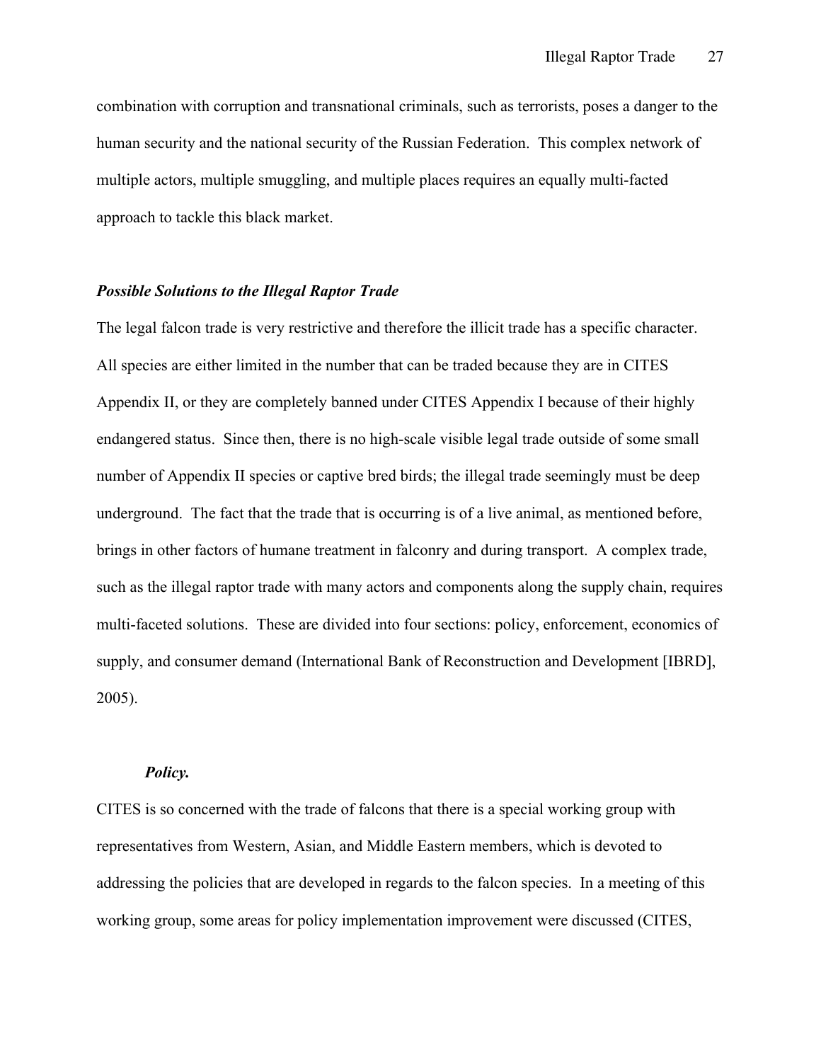combination with corruption and transnational criminals, such as terrorists, poses a danger to the human security and the national security of the Russian Federation. This complex network of multiple actors, multiple smuggling, and multiple places requires an equally multi-facted approach to tackle this black market.

### *Possible Solutions to the Illegal Raptor Trade*

The legal falcon trade is very restrictive and therefore the illicit trade has a specific character. All species are either limited in the number that can be traded because they are in CITES Appendix II, or they are completely banned under CITES Appendix I because of their highly endangered status. Since then, there is no high-scale visible legal trade outside of some small number of Appendix II species or captive bred birds; the illegal trade seemingly must be deep underground. The fact that the trade that is occurring is of a live animal, as mentioned before, brings in other factors of humane treatment in falconry and during transport. A complex trade, such as the illegal raptor trade with many actors and components along the supply chain, requires multi-faceted solutions. These are divided into four sections: policy, enforcement, economics of supply, and consumer demand (International Bank of Reconstruction and Development [IBRD], 2005).

#### *Policy.*

CITES is so concerned with the trade of falcons that there is a special working group with representatives from Western, Asian, and Middle Eastern members, which is devoted to addressing the policies that are developed in regards to the falcon species. In a meeting of this working group, some areas for policy implementation improvement were discussed (CITES,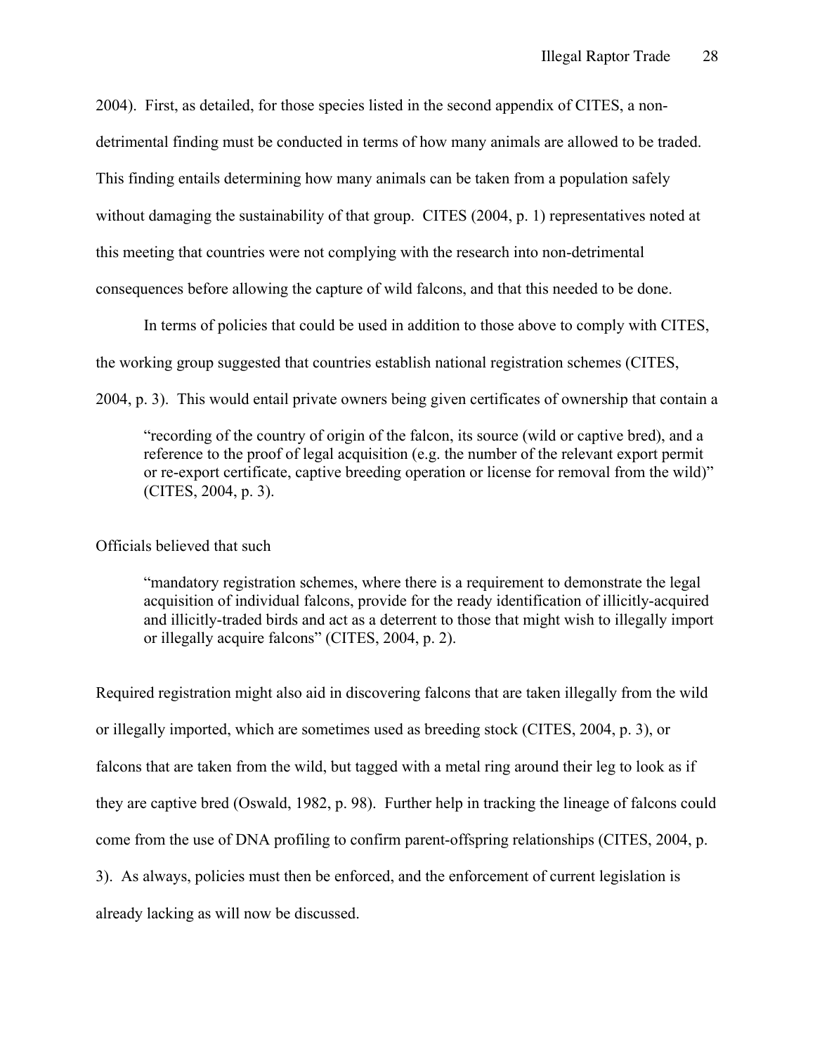2004). First, as detailed, for those species listed in the second appendix of CITES, a non-detrimental finding must be conducted in terms of how many animals are allowed to be traded. This finding entails determining how many animals can be taken from a population safely without damaging the sustainability of that group. CITES (2004, p. 1) representatives noted at this meeting that countries were not complying with the research into non-detrimental consequences before allowing the capture of wild falcons, and that this needed to be done.

In terms of policies that could be used in addition to those above to comply with CITES, the working group suggested that countries establish national registration schemes (CITES, 2004, p. 3). This would entail private owners being given certificates of ownership that contain a

> "recording of the country of origin of the falcon, its source (wild or captive bred), and a reference to the proof of legal acquisition (e.g. the number of the relevant export permit or re-export certificate, captive breeding operation or license for removal from the wild)" (CITES, 2004, p. 3).

Officials believed that such

> "mandatory registration schemes, where there is a requirement to demonstrate the legal acquisition of individual falcons, provide for the ready identification of illicitly-acquired and illicitly-traded birds and act as a deterrent to those that might wish to illegally import or illegally acquire falcons" (CITES, 2004, p. 2).

Required registration might also aid in discovering falcons that are taken illegally from the wild or illegally imported, which are sometimes used as breeding stock (CITES, 2004, p. 3), or falcons that are taken from the wild, but tagged with a metal ring around their leg to look as if they are captive bred (Oswald, 1982, p. 98). Further help in tracking the lineage of falcons could come from the use of DNA profiling to confirm parent-offspring relationships (CITES, 2004, p. 3). As always, policies must then be enforced, and the enforcement of current legislation is already lacking as will now be discussed.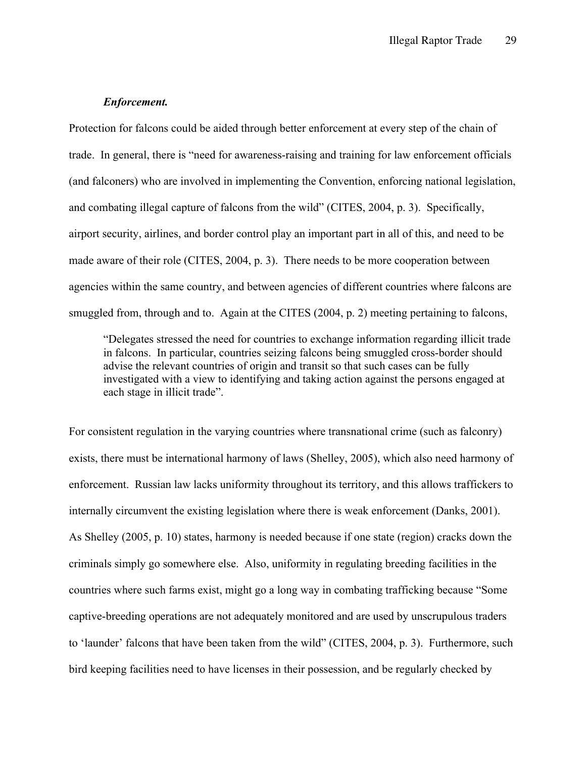***Enforcement.***

Protection for falcons could be aided through better enforcement at every step of the chain of trade. In general, there is "need for awareness-raising and training for law enforcement officials (and falconers) who are involved in implementing the Convention, enforcing national legislation, and combating illegal capture of falcons from the wild" (CITES, 2004, p. 3). Specifically, airport security, airlines, and border control play an important part in all of this, and need to be made aware of their role (CITES, 2004, p. 3). There needs to be more cooperation between agencies within the same country, and between agencies of different countries where falcons are smuggled from, through and to. Again at the CITES (2004, p. 2) meeting pertaining to falcons,

> "Delegates stressed the need for countries to exchange information regarding illicit trade in falcons. In particular, countries seizing falcons being smuggled cross-border should advise the relevant countries of origin and transit so that such cases can be fully investigated with a view to identifying and taking action against the persons engaged at each stage in illicit trade".

For consistent regulation in the varying countries where transnational crime (such as falconry) exists, there must be international harmony of laws (Shelley, 2005), which also need harmony of enforcement. Russian law lacks uniformity throughout its territory, and this allows traffickers to internally circumvent the existing legislation where there is weak enforcement (Danks, 2001). As Shelley (2005, p. 10) states, harmony is needed because if one state (region) cracks down the criminals simply go somewhere else. Also, uniformity in regulating breeding facilities in the countries where such farms exist, might go a long way in combating trafficking because "Some captive-breeding operations are not adequately monitored and are used by unscrupulous traders to 'launder' falcons that have been taken from the wild" (CITES, 2004, p. 3). Furthermore, such bird keeping facilities need to have licenses in their possession, and be regularly checked by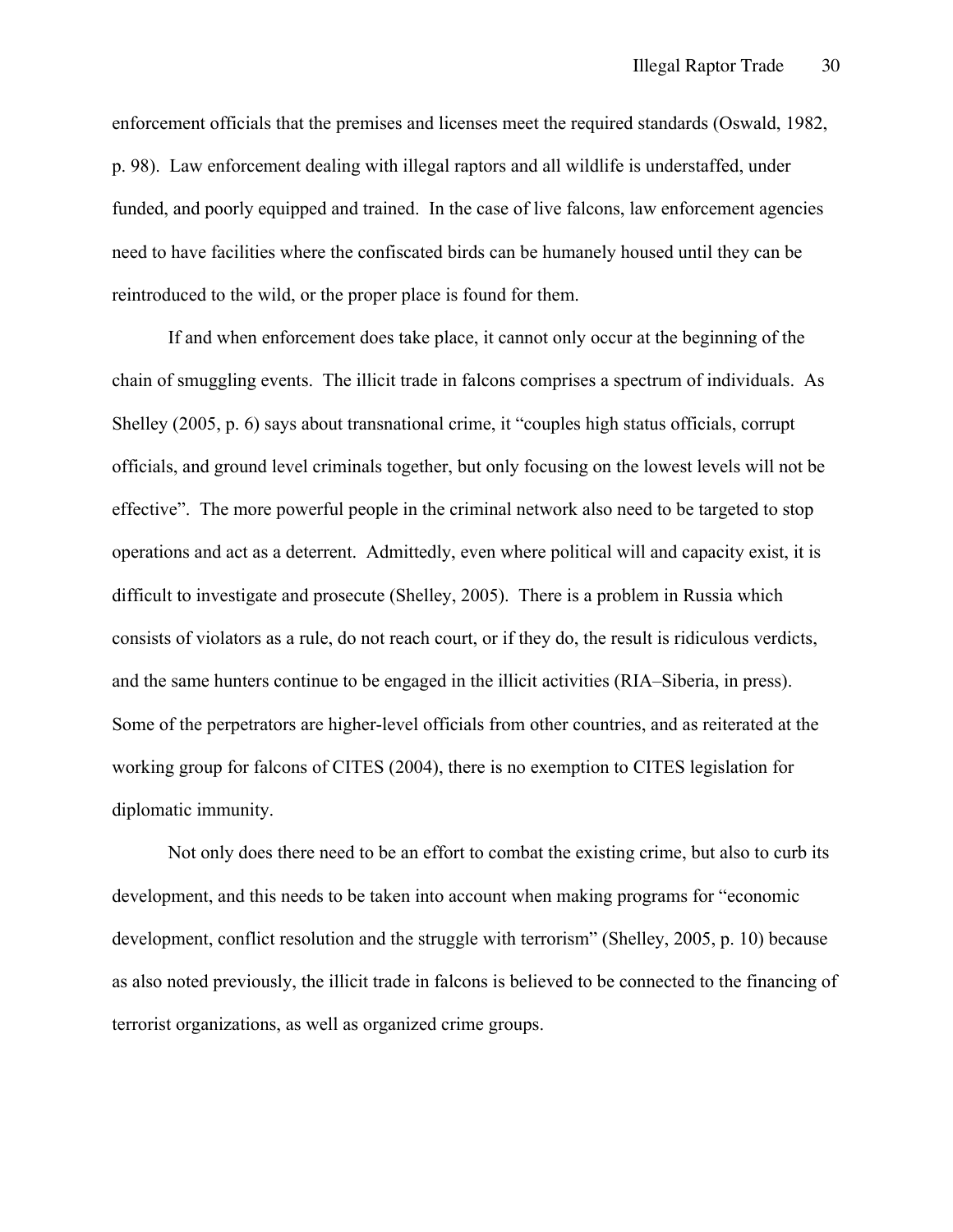enforcement officials that the premises and licenses meet the required standards (Oswald, 1982, p. 98). Law enforcement dealing with illegal raptors and all wildlife is understaffed, under funded, and poorly equipped and trained. In the case of live falcons, law enforcement agencies need to have facilities where the confiscated birds can be humanely housed until they can be reintroduced to the wild, or the proper place is found for them.

If and when enforcement does take place, it cannot only occur at the beginning of the chain of smuggling events. The illicit trade in falcons comprises a spectrum of individuals. As Shelley (2005, p. 6) says about transnational crime, it "couples high status officials, corrupt officials, and ground level criminals together, but only focusing on the lowest levels will not be effective". The more powerful people in the criminal network also need to be targeted to stop operations and act as a deterrent. Admittedly, even where political will and capacity exist, it is difficult to investigate and prosecute (Shelley, 2005). There is a problem in Russia which consists of violators as a rule, do not reach court, or if they do, the result is ridiculous verdicts, and the same hunters continue to be engaged in the illicit activities (RIA–Siberia, in press). Some of the perpetrators are higher-level officials from other countries, and as reiterated at the working group for falcons of CITES (2004), there is no exemption to CITES legislation for diplomatic immunity.

Not only does there need to be an effort to combat the existing crime, but also to curb its development, and this needs to be taken into account when making programs for "economic development, conflict resolution and the struggle with terrorism" (Shelley, 2005, p. 10) because as also noted previously, the illicit trade in falcons is believed to be connected to the financing of terrorist organizations, as well as organized crime groups.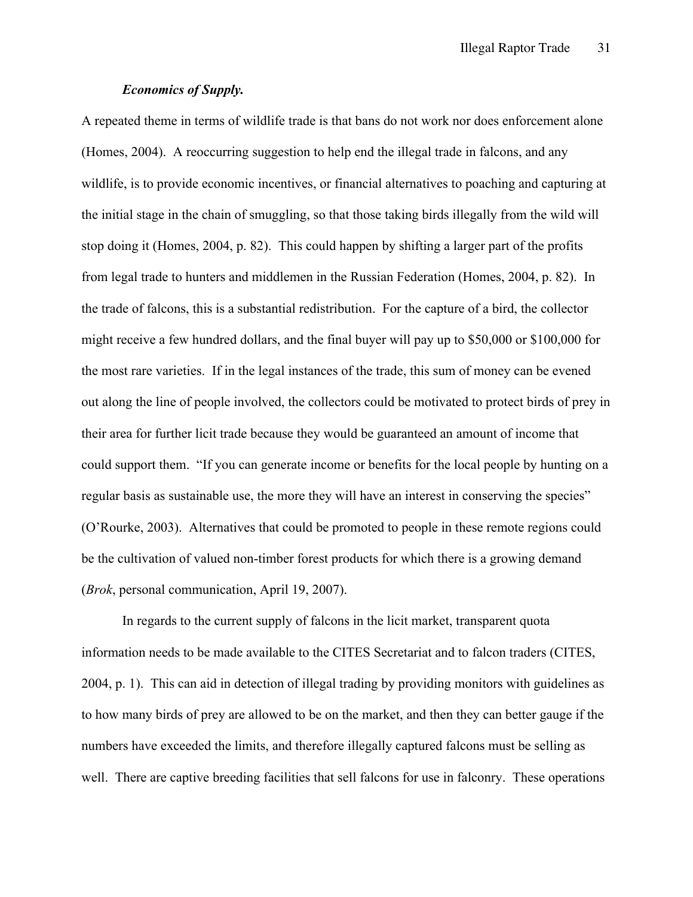### ***Economics of Supply.***

A repeated theme in terms of wildlife trade is that bans do not work nor does enforcement alone (Homes, 2004). A reoccurring suggestion to help end the illegal trade in falcons, and any wildlife, is to provide economic incentives, or financial alternatives to poaching and capturing at the initial stage in the chain of smuggling, so that those taking birds illegally from the wild will stop doing it (Homes, 2004, p. 82). This could happen by shifting a larger part of the profits from legal trade to hunters and middlemen in the Russian Federation (Homes, 2004, p. 82). In the trade of falcons, this is a substantial redistribution. For the capture of a bird, the collector might receive a few hundred dollars, and the final buyer will pay up to $50,000 or $100,000 for the most rare varieties. If in the legal instances of the trade, this sum of money can be evened out along the line of people involved, the collectors could be motivated to protect birds of prey in their area for further licit trade because they would be guaranteed an amount of income that could support them. "If you can generate income or benefits for the local people by hunting on a regular basis as sustainable use, the more they will have an interest in conserving the species" (O'Rourke, 2003). Alternatives that could be promoted to people in these remote regions could be the cultivation of valued non-timber forest products for which there is a growing demand (*Brok*, personal communication, April 19, 2007).

In regards to the current supply of falcons in the licit market, transparent quota information needs to be made available to the CITES Secretariat and to falcon traders (CITES, 2004, p. 1). This can aid in detection of illegal trading by providing monitors with guidelines as to how many birds of prey are allowed to be on the market, and then they can better gauge if the numbers have exceeded the limits, and therefore illegally captured falcons must be selling as well. There are captive breeding facilities that sell falcons for use in falconry. These operations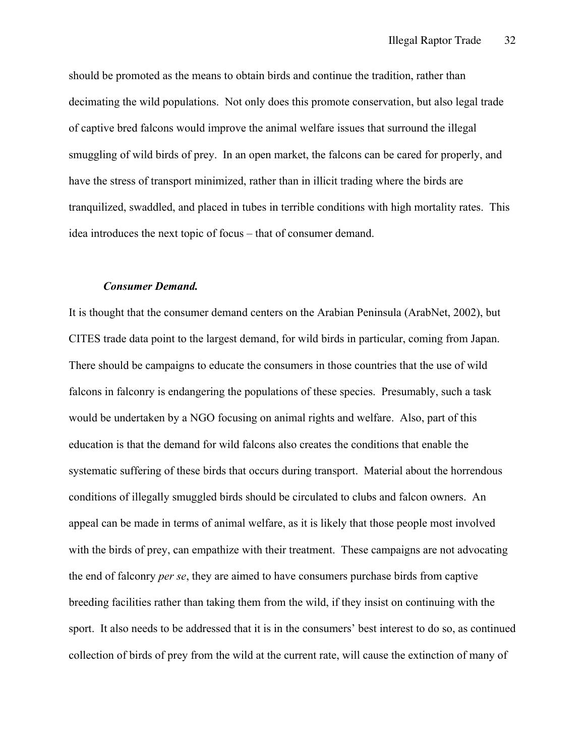should be promoted as the means to obtain birds and continue the tradition, rather than decimating the wild populations. Not only does this promote conservation, but also legal trade of captive bred falcons would improve the animal welfare issues that surround the illegal smuggling of wild birds of prey. In an open market, the falcons can be cared for properly, and have the stress of transport minimized, rather than in illicit trading where the birds are tranquilized, swaddled, and placed in tubes in terrible conditions with high mortality rates. This idea introduces the next topic of focus – that of consumer demand.

***Consumer Demand.***

It is thought that the consumer demand centers on the Arabian Peninsula (ArabNet, 2002), but CITES trade data point to the largest demand, for wild birds in particular, coming from Japan. There should be campaigns to educate the consumers in those countries that the use of wild falcons in falconry is endangering the populations of these species. Presumably, such a task would be undertaken by a NGO focusing on animal rights and welfare. Also, part of this education is that the demand for wild falcons also creates the conditions that enable the systematic suffering of these birds that occurs during transport. Material about the horrendous conditions of illegally smuggled birds should be circulated to clubs and falcon owners. An appeal can be made in terms of animal welfare, as it is likely that those people most involved with the birds of prey, can empathize with their treatment. These campaigns are not advocating the end of falconry *per se*, they are aimed to have consumers purchase birds from captive breeding facilities rather than taking them from the wild, if they insist on continuing with the sport. It also needs to be addressed that it is in the consumers' best interest to do so, as continued collection of birds of prey from the wild at the current rate, will cause the extinction of many of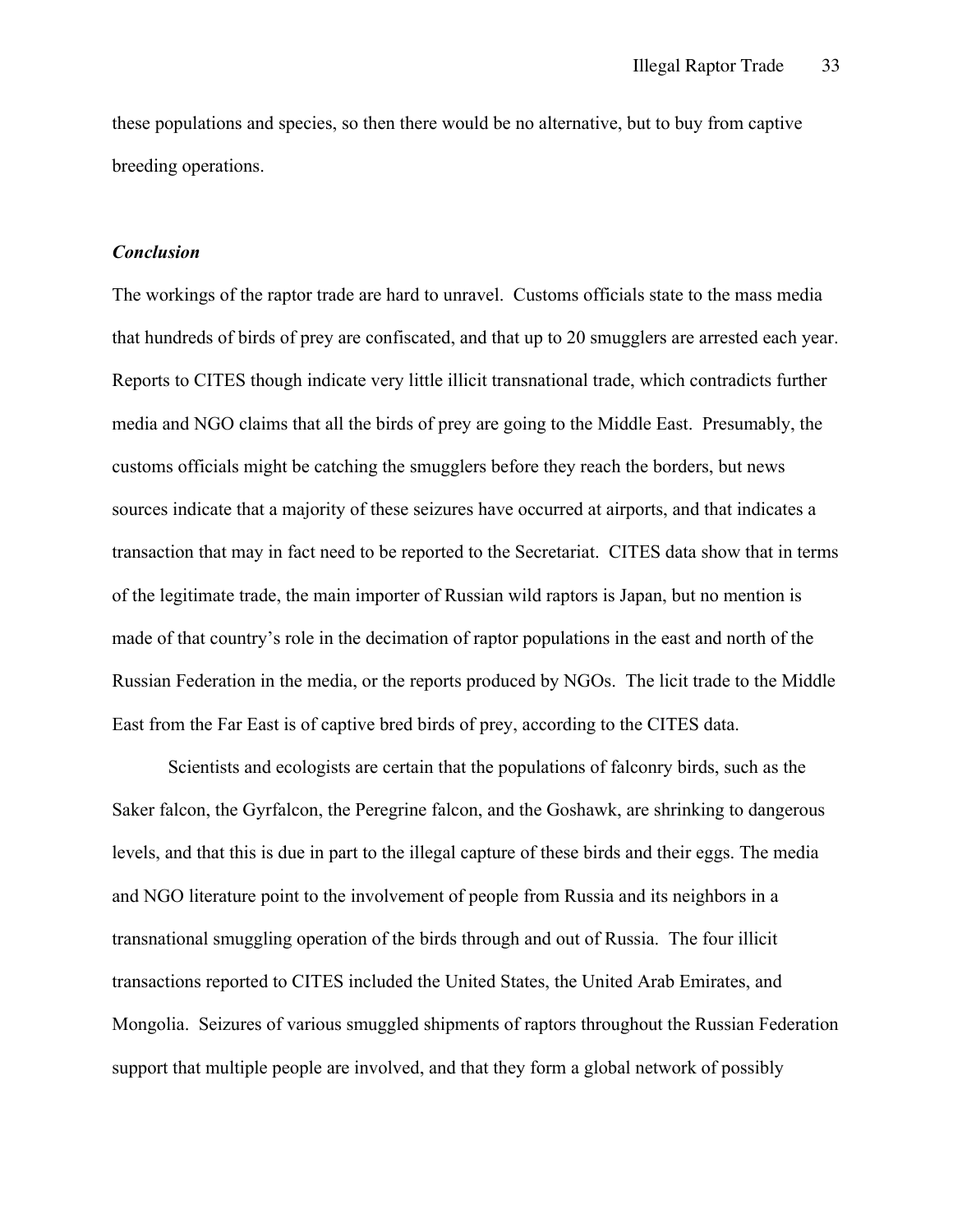these populations and species, so then there would be no alternative, but to buy from captive breeding operations.

### *Conclusion*

The workings of the raptor trade are hard to unravel. Customs officials state to the mass media that hundreds of birds of prey are confiscated, and that up to 20 smugglers are arrested each year. Reports to CITES though indicate very little illicit transnational trade, which contradicts further media and NGO claims that all the birds of prey are going to the Middle East. Presumably, the customs officials might be catching the smugglers before they reach the borders, but news sources indicate that a majority of these seizures have occurred at airports, and that indicates a transaction that may in fact need to be reported to the Secretariat. CITES data show that in terms of the legitimate trade, the main importer of Russian wild raptors is Japan, but no mention is made of that country's role in the decimation of raptor populations in the east and north of the Russian Federation in the media, or the reports produced by NGOs. The licit trade to the Middle East from the Far East is of captive bred birds of prey, according to the CITES data.

Scientists and ecologists are certain that the populations of falconry birds, such as the Saker falcon, the Gyrfalcon, the Peregrine falcon, and the Goshawk, are shrinking to dangerous levels, and that this is due in part to the illegal capture of these birds and their eggs. The media and NGO literature point to the involvement of people from Russia and its neighbors in a transnational smuggling operation of the birds through and out of Russia. The four illicit transactions reported to CITES included the United States, the United Arab Emirates, and Mongolia. Seizures of various smuggled shipments of raptors throughout the Russian Federation support that multiple people are involved, and that they form a global network of possibly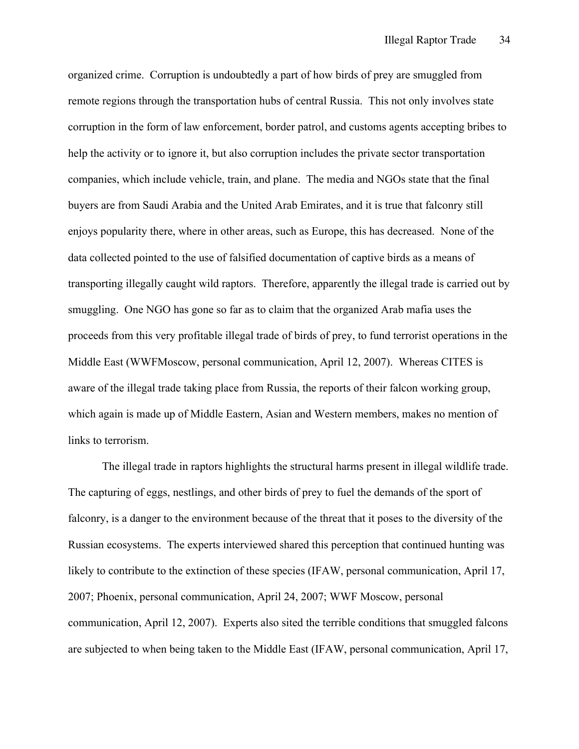organized crime. Corruption is undoubtedly a part of how birds of prey are smuggled from remote regions through the transportation hubs of central Russia. This not only involves state corruption in the form of law enforcement, border patrol, and customs agents accepting bribes to help the activity or to ignore it, but also corruption includes the private sector transportation companies, which include vehicle, train, and plane. The media and NGOs state that the final buyers are from Saudi Arabia and the United Arab Emirates, and it is true that falconry still enjoys popularity there, where in other areas, such as Europe, this has decreased. None of the data collected pointed to the use of falsified documentation of captive birds as a means of transporting illegally caught wild raptors. Therefore, apparently the illegal trade is carried out by smuggling. One NGO has gone so far as to claim that the organized Arab mafia uses the proceeds from this very profitable illegal trade of birds of prey, to fund terrorist operations in the Middle East (WWFMoscow, personal communication, April 12, 2007). Whereas CITES is aware of the illegal trade taking place from Russia, the reports of their falcon working group, which again is made up of Middle Eastern, Asian and Western members, makes no mention of links to terrorism.

The illegal trade in raptors highlights the structural harms present in illegal wildlife trade. The capturing of eggs, nestlings, and other birds of prey to fuel the demands of the sport of falconry, is a danger to the environment because of the threat that it poses to the diversity of the Russian ecosystems. The experts interviewed shared this perception that continued hunting was likely to contribute to the extinction of these species (IFAW, personal communication, April 17, 2007; Phoenix, personal communication, April 24, 2007; WWF Moscow, personal communication, April 12, 2007). Experts also sited the terrible conditions that smuggled falcons are subjected to when being taken to the Middle East (IFAW, personal communication, April 17,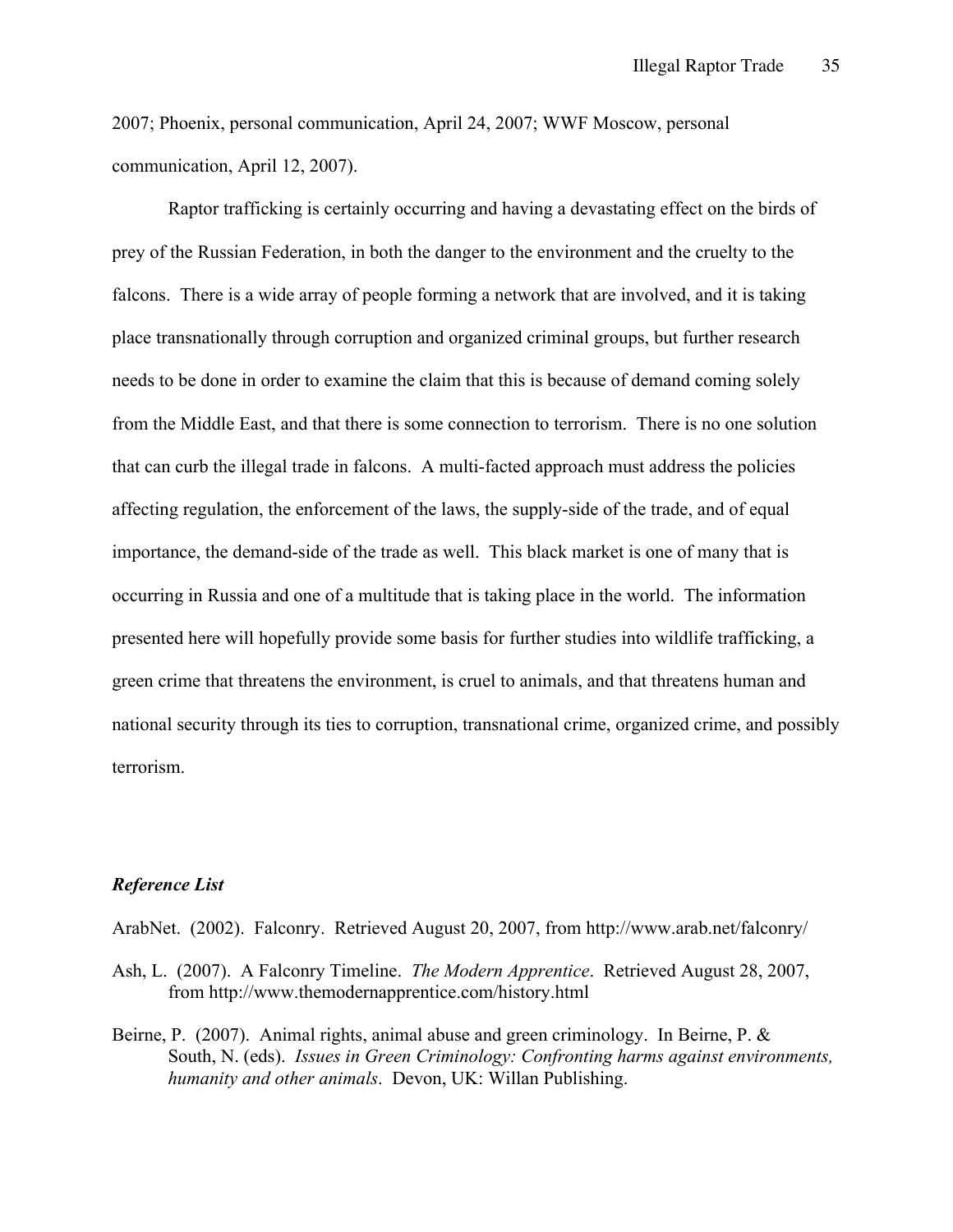2007; Phoenix, personal communication, April 24, 2007; WWF Moscow, personal communication, April 12, 2007).

Raptor trafficking is certainly occurring and having a devastating effect on the birds of prey of the Russian Federation, in both the danger to the environment and the cruelty to the falcons. There is a wide array of people forming a network that are involved, and it is taking place transnationally through corruption and organized criminal groups, but further research needs to be done in order to examine the claim that this is because of demand coming solely from the Middle East, and that there is some connection to terrorism. There is no one solution that can curb the illegal trade in falcons. A multi-facted approach must address the policies affecting regulation, the enforcement of the laws, the supply-side of the trade, and of equal importance, the demand-side of the trade as well. This black market is one of many that is occurring in Russia and one of a multitude that is taking place in the world. The information presented here will hopefully provide some basis for further studies into wildlife trafficking, a green crime that threatens the environment, is cruel to animals, and that threatens human and national security through its ties to corruption, transnational crime, organized crime, and possibly terrorism.

### ***Reference List***

ArabNet. (2002). Falconry. Retrieved August 20, 2007, from http://www.arab.net/falconry/

Ash, L. (2007). A Falconry Timeline. *The Modern Apprentice*. Retrieved August 28, 2007, from http://www.themodernapprentice.com/history.html

Beirne, P. (2007). Animal rights, animal abuse and green criminology. In Beirne, P. & South, N. (eds). *Issues in Green Criminology: Confronting harms against environments, humanity and other animals*. Devon, UK: Willan Publishing.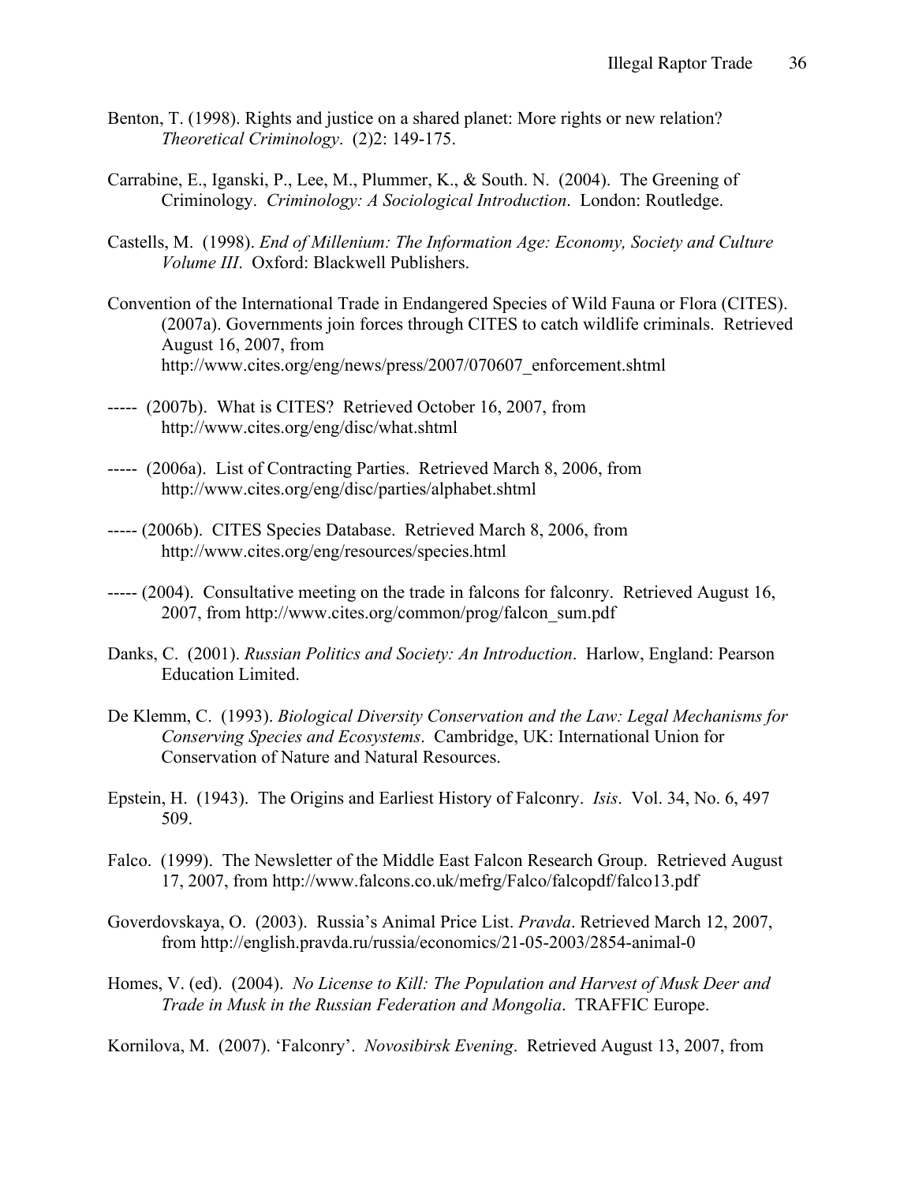Benton, T. (1998). Rights and justice on a shared planet: More rights or new relation? *Theoretical Criminology*. (2)2: 149-175.

Carrabine, E., Iganski, P., Lee, M., Plummer, K., & South. N. (2004). The Greening of Criminology. *Criminology: A Sociological Introduction*. London: Routledge.

Castells, M. (1998). *End of Millenium: The Information Age: Economy, Society and Culture Volume III*. Oxford: Blackwell Publishers.

Convention of the International Trade in Endangered Species of Wild Fauna or Flora (CITES). (2007a). Governments join forces through CITES to catch wildlife criminals. Retrieved August 16, 2007, from http://www.cites.org/eng/news/press/2007/070607_enforcement.shtml

----- (2007b). What is CITES? Retrieved October 16, 2007, from http://www.cites.org/eng/disc/what.shtml

----- (2006a). List of Contracting Parties. Retrieved March 8, 2006, from http://www.cites.org/eng/disc/parties/alphabet.shtml

----- (2006b). CITES Species Database. Retrieved March 8, 2006, from http://www.cites.org/eng/resources/species.html

----- (2004). Consultative meeting on the trade in falcons for falconry. Retrieved August 16, 2007, from http://www.cites.org/common/prog/falcon_sum.pdf

Danks, C. (2001). *Russian Politics and Society: An Introduction*. Harlow, England: Pearson Education Limited.

De Klemm, C. (1993). *Biological Diversity Conservation and the Law: Legal Mechanisms for Conserving Species and Ecosystems*. Cambridge, UK: International Union for Conservation of Nature and Natural Resources.

Epstein, H. (1943). The Origins and Earliest History of Falconry. *Isis*. Vol. 34, No. 6, 497 509.

Falco. (1999). The Newsletter of the Middle East Falcon Research Group. Retrieved August 17, 2007, from http://www.falcons.co.uk/mefrg/Falco/falcopdf/falco13.pdf

Goverdovskaya, O. (2003). Russia's Animal Price List. *Pravda*. Retrieved March 12, 2007, from http://english.pravda.ru/russia/economics/21-05-2003/2854-animal-0

Homes, V. (ed). (2004). *No License to Kill: The Population and Harvest of Musk Deer and Trade in Musk in the Russian Federation and Mongolia*. TRAFFIC Europe.

Kornilova, M. (2007). 'Falconry'. *Novosibirsk Evening*. Retrieved August 13, 2007, from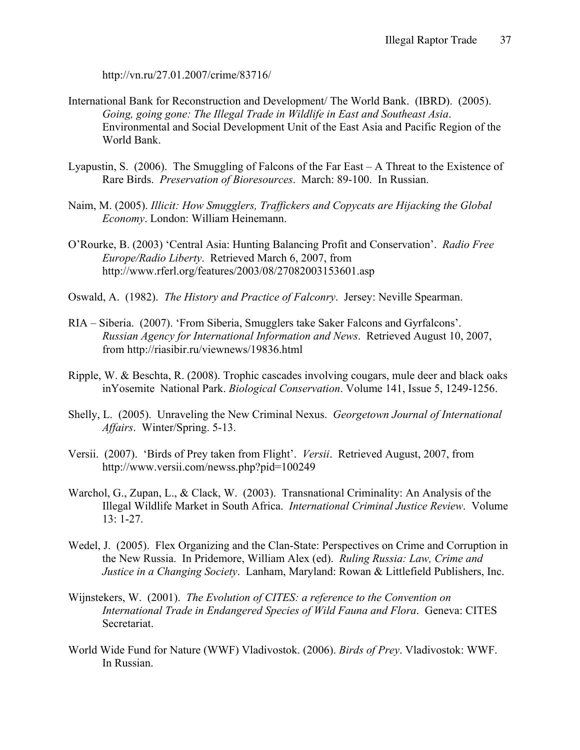http://vn.ru/27.01.2007/crime/83716/

International Bank for Reconstruction and Development/ The World Bank. (IBRD). (2005). *Going, going gone: The Illegal Trade in Wildlife in East and Southeast Asia*. Environmental and Social Development Unit of the East Asia and Pacific Region of the World Bank.

Lyapustin, S. (2006). The Smuggling of Falcons of the Far East – A Threat to the Existence of Rare Birds. *Preservation of Bioresources*. March: 89-100. In Russian.

Naim, M. (2005). *Illicit: How Smugglers, Traffickers and Copycats are Hijacking the Global Economy*. London: William Heinemann.

O'Rourke, B. (2003) 'Central Asia: Hunting Balancing Profit and Conservation'. *Radio Free Europe/Radio Liberty*. Retrieved March 6, 2007, from http://www.rferl.org/features/2003/08/27082003153601.asp

Oswald, A. (1982). *The History and Practice of Falconry*. Jersey: Neville Spearman.

RIA – Siberia. (2007). 'From Siberia, Smugglers take Saker Falcons and Gyrfalcons'. *Russian Agency for International Information and News*. Retrieved August 10, 2007, from http://riasibir.ru/viewnews/19836.html

Ripple, W. & Beschta, R. (2008). Trophic cascades involving cougars, mule deer and black oaks inYosemite National Park. *Biological Conservation*. Volume 141, Issue 5, 1249-1256.

Shelly, L. (2005). Unraveling the New Criminal Nexus. *Georgetown Journal of International Affairs*. Winter/Spring. 5-13.

Versii. (2007). 'Birds of Prey taken from Flight'. *Versii*. Retrieved August, 2007, from http://www.versii.com/newss.php?pid=100249

Warchol, G., Zupan, L., & Clack, W. (2003). Transnational Criminality: An Analysis of the Illegal Wildlife Market in South Africa. *International Criminal Justice Review*. Volume 13: 1-27.

Wedel, J. (2005). Flex Organizing and the Clan-State: Perspectives on Crime and Corruption in the New Russia. In Pridemore, William Alex (ed). *Ruling Russia: Law, Crime and Justice in a Changing Society*. Lanham, Maryland: Rowan & Littlefield Publishers, Inc.

Wijnstekers, W. (2001). *The Evolution of CITES: a reference to the Convention on International Trade in Endangered Species of Wild Fauna and Flora*. Geneva: CITES Secretariat.

World Wide Fund for Nature (WWF) Vladivostok. (2006). *Birds of Prey*. Vladivostok: WWF. In Russian.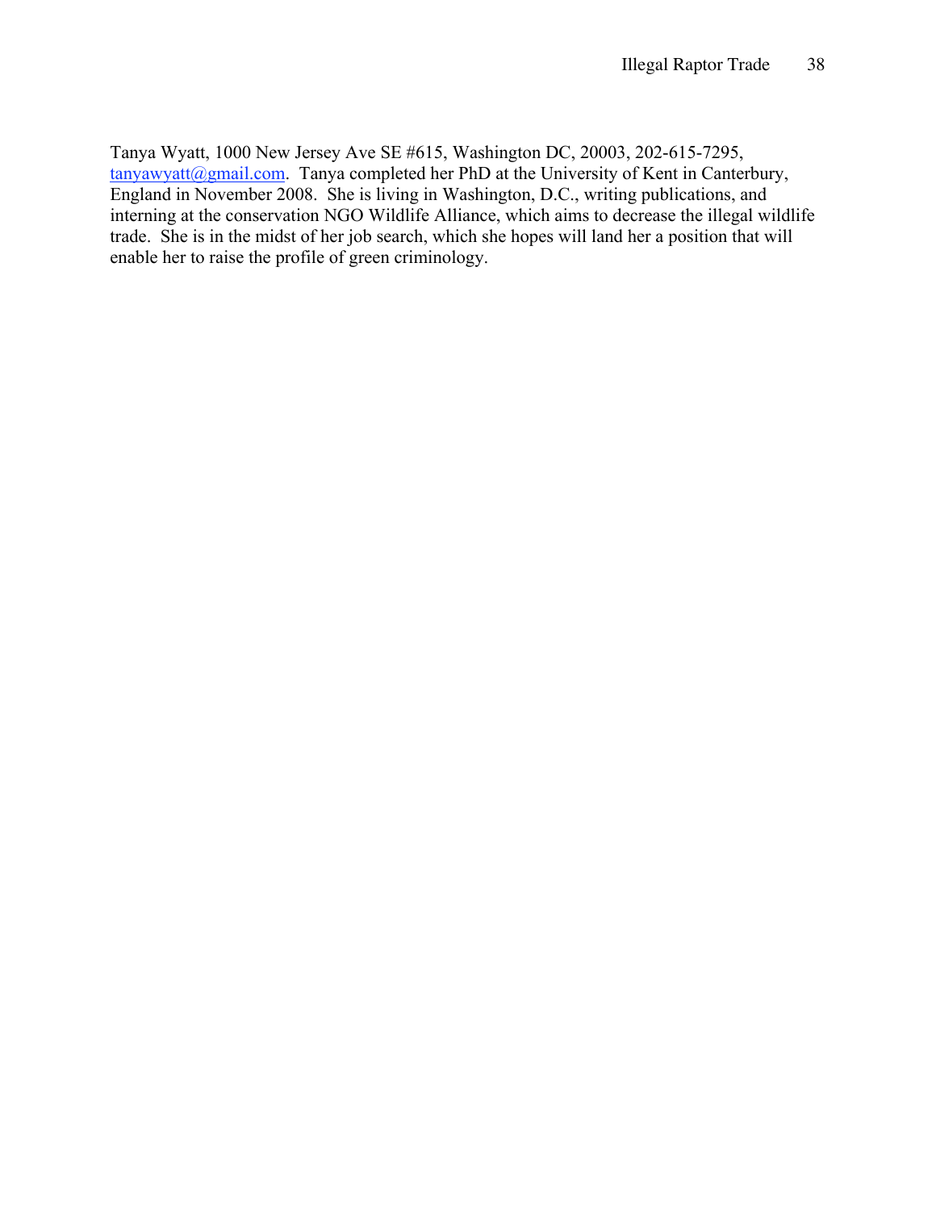Tanya Wyatt, 1000 New Jersey Ave SE #615, Washington DC, 20003, 202-615-7295, tanyawyatt@gmail.com. Tanya completed her PhD at the University of Kent in Canterbury, England in November 2008. She is living in Washington, D.C., writing publications, and interning at the conservation NGO Wildlife Alliance, which aims to decrease the illegal wildlife trade. She is in the midst of her job search, which she hopes will land her a position that will enable her to raise the profile of green criminology.